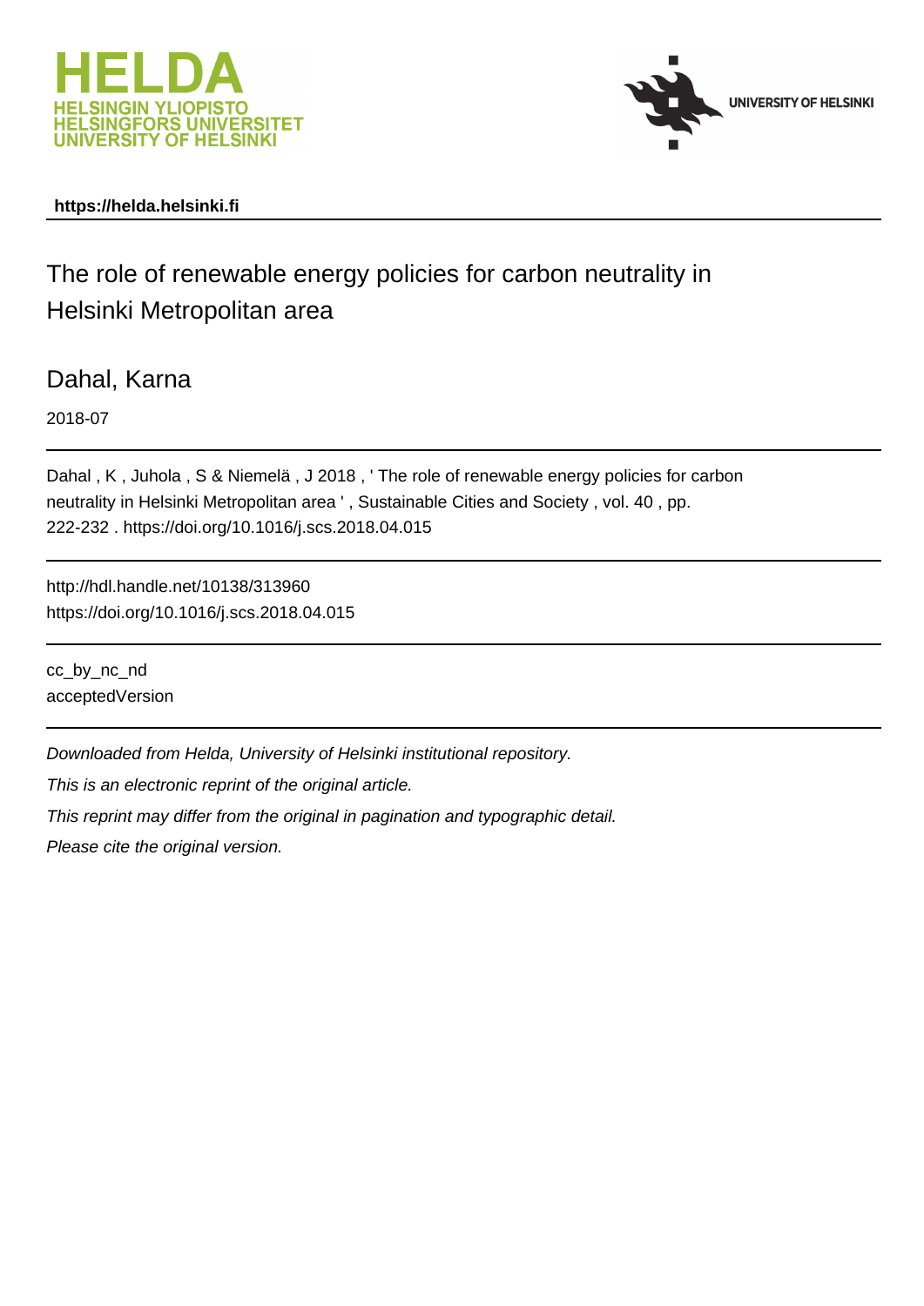HELDA
HELSINGIN YLIOPISTO
HELSINGFORS UNIVERSITET
UNIVERSITY OF HELSINKI

UNIVERSITY OF HELSINKI

**https://helda.helsinki.fi**

---

# The role of renewable energy policies for carbon neutrality in Helsinki Metropolitan area

Dahal, Karna

2018-07

---

Dahal , K , Juhola , S & Niemelä , J 2018 , ' The role of renewable energy policies for carbon neutrality in Helsinki Metropolitan area ' , Sustainable Cities and Society , vol. 40 , pp. 222-232 . https://doi.org/10.1016/j.scs.2018.04.015

---

http://hdl.handle.net/10138/313960
https://doi.org/10.1016/j.scs.2018.04.015

---

cc_by_nc_nd
acceptedVersion

---

*Downloaded from Helda, University of Helsinki institutional repository.*

*This is an electronic reprint of the original article.*

*This reprint may differ from the original in pagination and typographic detail.*

*Please cite the original version.*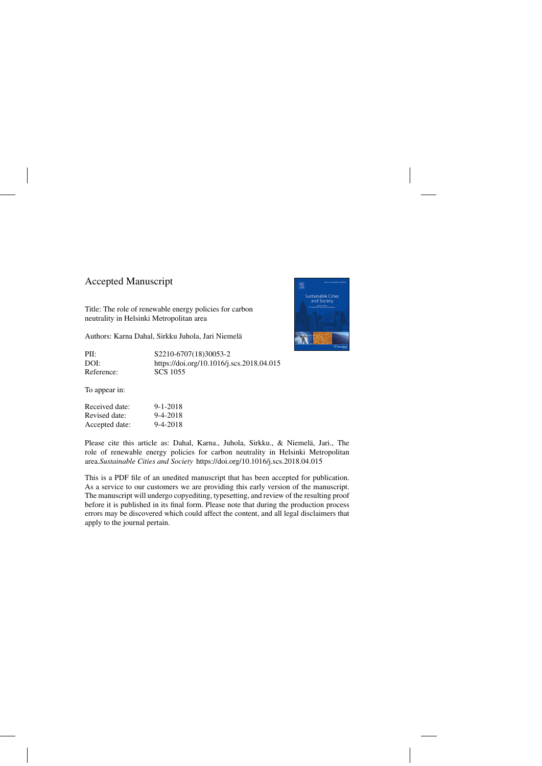Accepted Manuscript

Title: The role of renewable energy policies for carbon neutrality in Helsinki Metropolitan area

Authors: Karna Dahal, Sirkku Juhola, Jari Niemelä

| | |
|---|---|
| PII: | S2210-6707(18)30053-2 |
| DOI: | https://doi.org/10.1016/j.scs.2018.04.015 |
| Reference: | SCS 1055 |

To appear in:

| | |
|---|---|
| Received date: | 9-1-2018 |
| Revised date: | 9-4-2018 |
| Accepted date: | 9-4-2018 |

Please cite this article as: Dahal, Karna., Juhola, Sirkku., & Niemelä, Jari., The role of renewable energy policies for carbon neutrality in Helsinki Metropolitan area.*Sustainable Cities and Society* https://doi.org/10.1016/j.scs.2018.04.015

This is a PDF file of an unedited manuscript that has been accepted for publication. As a service to our customers we are providing this early version of the manuscript. The manuscript will undergo copyediting, typesetting, and review of the resulting proof before it is published in its final form. Please note that during the production process errors may be discovered which could affect the content, and all legal disclaimers that apply to the journal pertain.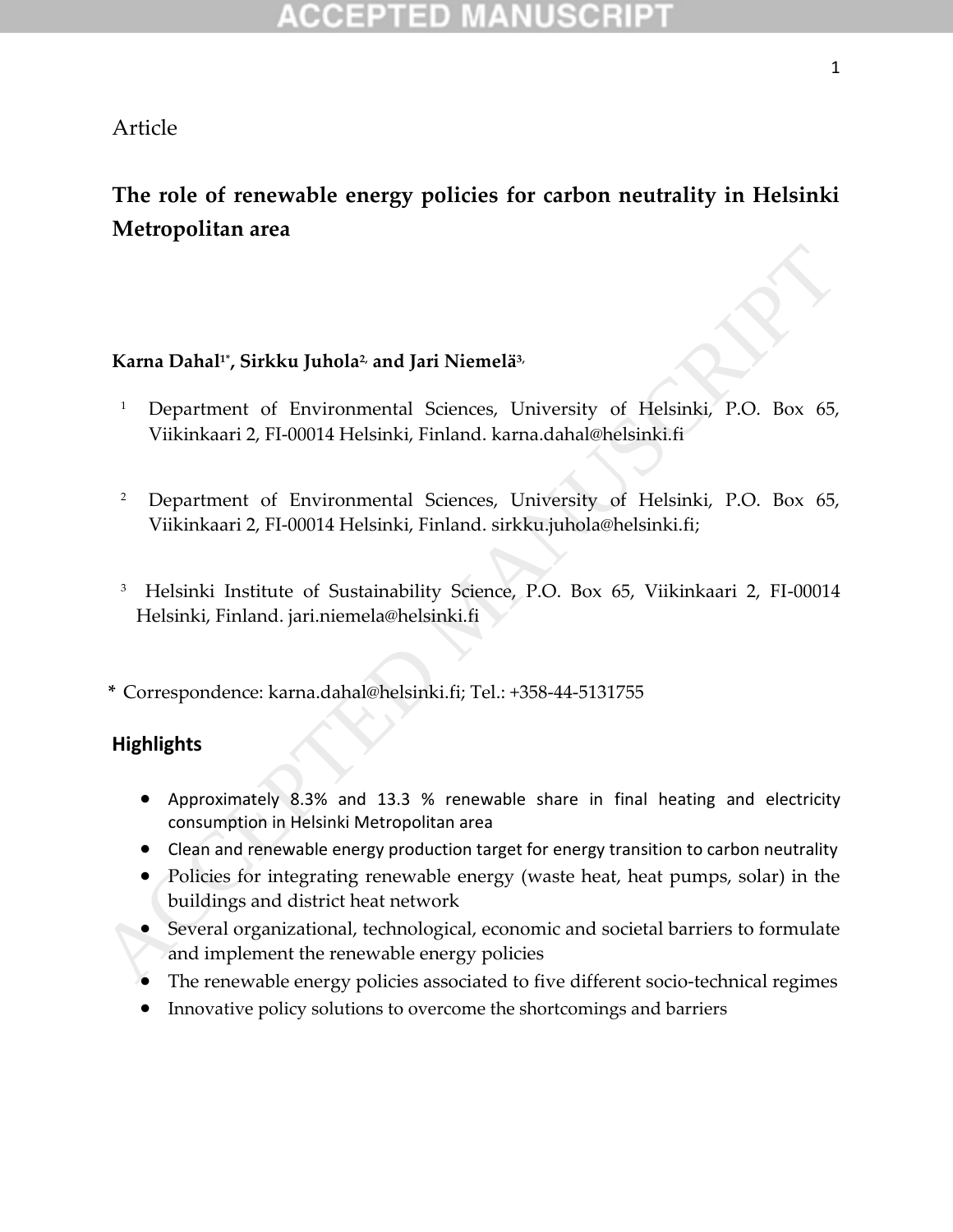Article

# The role of renewable energy policies for carbon neutrality in Helsinki Metropolitan area

**Karna Dahal[1*], Sirkku Juhola[2,] and Jari Niemelä[3,]**

[1] Department of Environmental Sciences, University of Helsinki, P.O. Box 65, Viikinkaari 2, FI-00014 Helsinki, Finland. karna.dahal@helsinki.fi

[2] Department of Environmental Sciences, University of Helsinki, P.O. Box 65, Viikinkaari 2, FI-00014 Helsinki, Finland. sirkku.juhola@helsinki.fi;

[3] Helsinki Institute of Sustainability Science, P.O. Box 65, Viikinkaari 2, FI-00014 Helsinki, Finland. jari.niemela@helsinki.fi

* Correspondence: karna.dahal@helsinki.fi; Tel.: +358-44-5131755

## Highlights

- Approximately 8.3% and 13.3 % renewable share in final heating and electricity consumption in Helsinki Metropolitan area
- Clean and renewable energy production target for energy transition to carbon neutrality
- Policies for integrating renewable energy (waste heat, heat pumps, solar) in the buildings and district heat network
- Several organizational, technological, economic and societal barriers to formulate and implement the renewable energy policies
- The renewable energy policies associated to five different socio-technical regimes
- Innovative policy solutions to overcome the shortcomings and barriers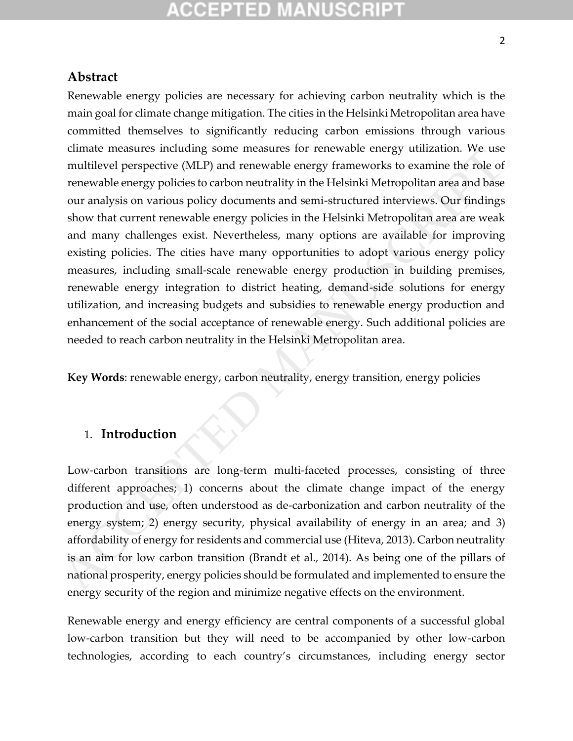## Abstract

Renewable energy policies are necessary for achieving carbon neutrality which is the main goal for climate change mitigation. The cities in the Helsinki Metropolitan area have committed themselves to significantly reducing carbon emissions through various climate measures including some measures for renewable energy utilization. We use multilevel perspective (MLP) and renewable energy frameworks to examine the role of renewable energy policies to carbon neutrality in the Helsinki Metropolitan area and base our analysis on various policy documents and semi-structured interviews. Our findings show that current renewable energy policies in the Helsinki Metropolitan area are weak and many challenges exist. Nevertheless, many options are available for improving existing policies. The cities have many opportunities to adopt various energy policy measures, including small-scale renewable energy production in building premises, renewable energy integration to district heating, demand-side solutions for energy utilization, and increasing budgets and subsidies to renewable energy production and enhancement of the social acceptance of renewable energy. Such additional policies are needed to reach carbon neutrality in the Helsinki Metropolitan area.

**Key Words**: renewable energy, carbon neutrality, energy transition, energy policies

## 1. Introduction

Low-carbon transitions are long-term multi-faceted processes, consisting of three different approaches; 1) concerns about the climate change impact of the energy production and use, often understood as de-carbonization and carbon neutrality of the energy system; 2) energy security, physical availability of energy in an area; and 3) affordability of energy for residents and commercial use (Hiteva, 2013). Carbon neutrality is an aim for low carbon transition (Brandt et al., 2014). As being one of the pillars of national prosperity, energy policies should be formulated and implemented to ensure the energy security of the region and minimize negative effects on the environment.

Renewable energy and energy efficiency are central components of a successful global low-carbon transition but they will need to be accompanied by other low-carbon technologies, according to each country's circumstances, including energy sector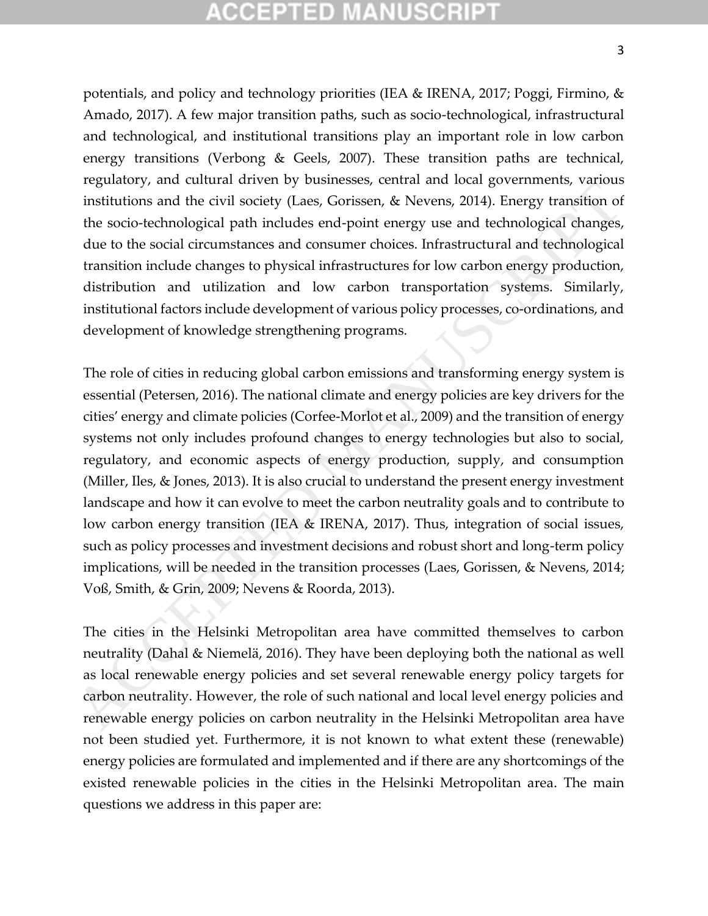potentials, and policy and technology priorities (IEA & IRENA, 2017; Poggi, Firmino, & Amado, 2017). A few major transition paths, such as socio-technological, infrastructural and technological, and institutional transitions play an important role in low carbon energy transitions (Verbong & Geels, 2007). These transition paths are technical, regulatory, and cultural driven by businesses, central and local governments, various institutions and the civil society (Laes, Gorissen, & Nevens, 2014). Energy transition of the socio-technological path includes end-point energy use and technological changes, due to the social circumstances and consumer choices. Infrastructural and technological transition include changes to physical infrastructures for low carbon energy production, distribution and utilization and low carbon transportation systems. Similarly, institutional factors include development of various policy processes, co-ordinations, and development of knowledge strengthening programs.

The role of cities in reducing global carbon emissions and transforming energy system is essential (Petersen, 2016). The national climate and energy policies are key drivers for the cities' energy and climate policies (Corfee-Morlot et al., 2009) and the transition of energy systems not only includes profound changes to energy technologies but also to social, regulatory, and economic aspects of energy production, supply, and consumption (Miller, Iles, & Jones, 2013). It is also crucial to understand the present energy investment landscape and how it can evolve to meet the carbon neutrality goals and to contribute to low carbon energy transition (IEA & IRENA, 2017). Thus, integration of social issues, such as policy processes and investment decisions and robust short and long-term policy implications, will be needed in the transition processes (Laes, Gorissen, & Nevens, 2014; Voß, Smith, & Grin, 2009; Nevens & Roorda, 2013).

The cities in the Helsinki Metropolitan area have committed themselves to carbon neutrality (Dahal & Niemelä, 2016). They have been deploying both the national as well as local renewable energy policies and set several renewable energy policy targets for carbon neutrality. However, the role of such national and local level energy policies and renewable energy policies on carbon neutrality in the Helsinki Metropolitan area have not been studied yet. Furthermore, it is not known to what extent these (renewable) energy policies are formulated and implemented and if there are any shortcomings of the existed renewable policies in the cities in the Helsinki Metropolitan area. The main questions we address in this paper are: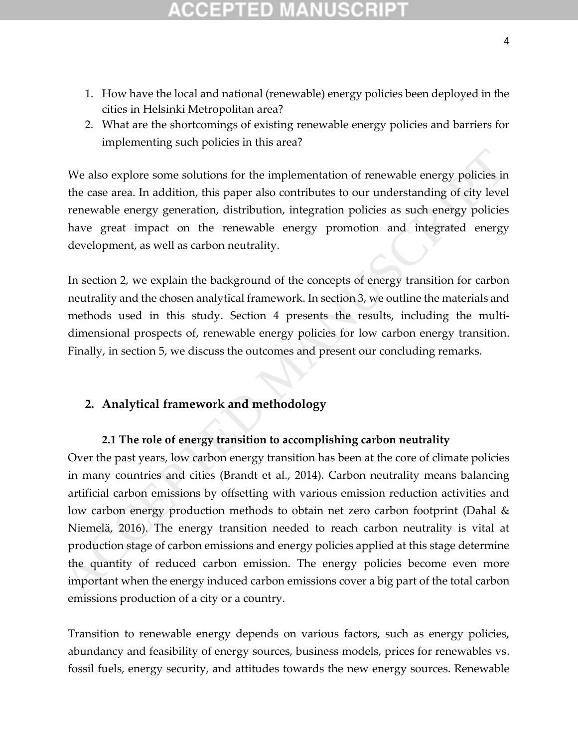1. How have the local and national (renewable) energy policies been deployed in the cities in Helsinki Metropolitan area?
2. What are the shortcomings of existing renewable energy policies and barriers for implementing such policies in this area?

We also explore some solutions for the implementation of renewable energy policies in the case area. In addition, this paper also contributes to our understanding of city level renewable energy generation, distribution, integration policies as such energy policies have great impact on the renewable energy promotion and integrated energy development, as well as carbon neutrality.

In section 2, we explain the background of the concepts of energy transition for carbon neutrality and the chosen analytical framework. In section 3, we outline the materials and methods used in this study. Section 4 presents the results, including the multi-dimensional prospects of, renewable energy policies for low carbon energy transition. Finally, in section 5, we discuss the outcomes and present our concluding remarks.

## 2. Analytical framework and methodology

### 2.1 The role of energy transition to accomplishing carbon neutrality

Over the past years, low carbon energy transition has been at the core of climate policies in many countries and cities (Brandt et al., 2014). Carbon neutrality means balancing artificial carbon emissions by offsetting with various emission reduction activities and low carbon energy production methods to obtain net zero carbon footprint (Dahal & Niemelä, 2016). The energy transition needed to reach carbon neutrality is vital at production stage of carbon emissions and energy policies applied at this stage determine the quantity of reduced carbon emission. The energy policies become even more important when the energy induced carbon emissions cover a big part of the total carbon emissions production of a city or a country.

Transition to renewable energy depends on various factors, such as energy policies, abundancy and feasibility of energy sources, business models, prices for renewables vs. fossil fuels, energy security, and attitudes towards the new energy sources. Renewable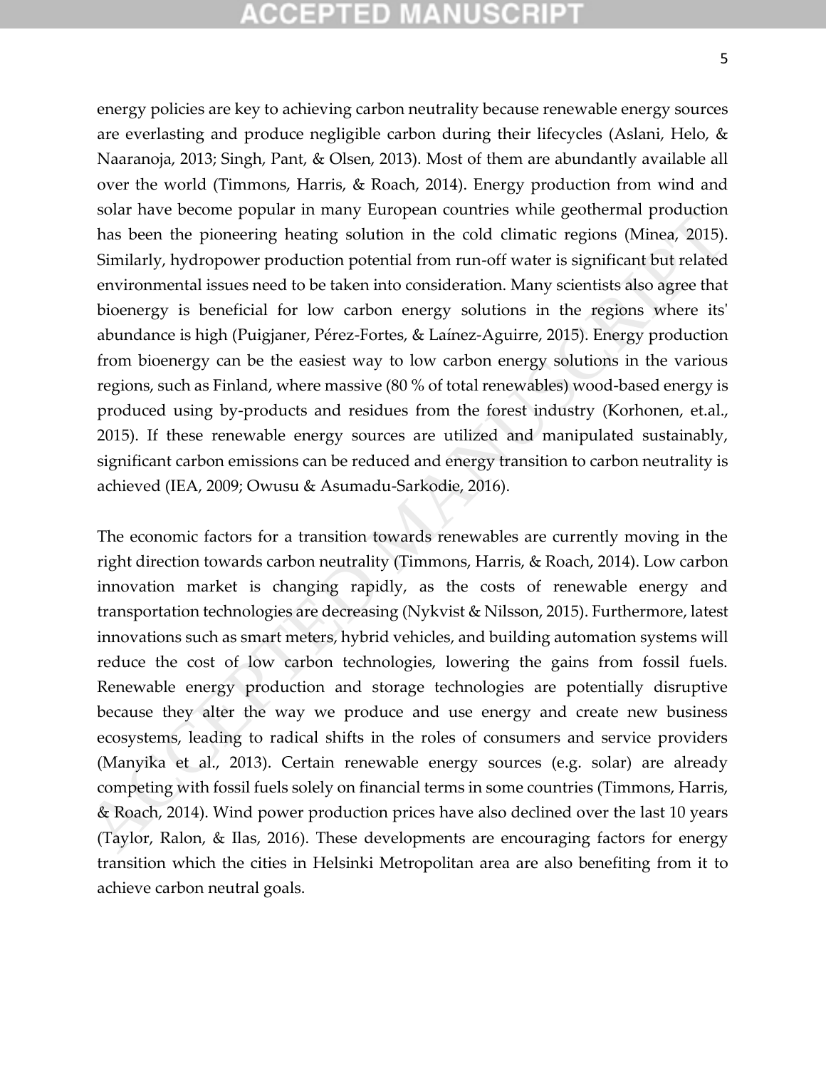energy policies are key to achieving carbon neutrality because renewable energy sources are everlasting and produce negligible carbon during their lifecycles (Aslani, Helo, & Naaranoja, 2013; Singh, Pant, & Olsen, 2013). Most of them are abundantly available all over the world (Timmons, Harris, & Roach, 2014). Energy production from wind and solar have become popular in many European countries while geothermal production has been the pioneering heating solution in the cold climatic regions (Minea, 2015). Similarly, hydropower production potential from run-off water is significant but related environmental issues need to be taken into consideration. Many scientists also agree that bioenergy is beneficial for low carbon energy solutions in the regions where its' abundance is high (Puigjaner, Pérez-Fortes, & Laínez-Aguirre, 2015). Energy production from bioenergy can be the easiest way to low carbon energy solutions in the various regions, such as Finland, where massive (80 % of total renewables) wood-based energy is produced using by-products and residues from the forest industry (Korhonen, et.al., 2015). If these renewable energy sources are utilized and manipulated sustainably, significant carbon emissions can be reduced and energy transition to carbon neutrality is achieved (IEA, 2009; Owusu & Asumadu-Sarkodie, 2016).

The economic factors for a transition towards renewables are currently moving in the right direction towards carbon neutrality (Timmons, Harris, & Roach, 2014). Low carbon innovation market is changing rapidly, as the costs of renewable energy and transportation technologies are decreasing (Nykvist & Nilsson, 2015). Furthermore, latest innovations such as smart meters, hybrid vehicles, and building automation systems will reduce the cost of low carbon technologies, lowering the gains from fossil fuels. Renewable energy production and storage technologies are potentially disruptive because they alter the way we produce and use energy and create new business ecosystems, leading to radical shifts in the roles of consumers and service providers (Manyika et al., 2013). Certain renewable energy sources (e.g. solar) are already competing with fossil fuels solely on financial terms in some countries (Timmons, Harris, & Roach, 2014). Wind power production prices have also declined over the last 10 years (Taylor, Ralon, & Ilas, 2016). These developments are encouraging factors for energy transition which the cities in Helsinki Metropolitan area are also benefiting from it to achieve carbon neutral goals.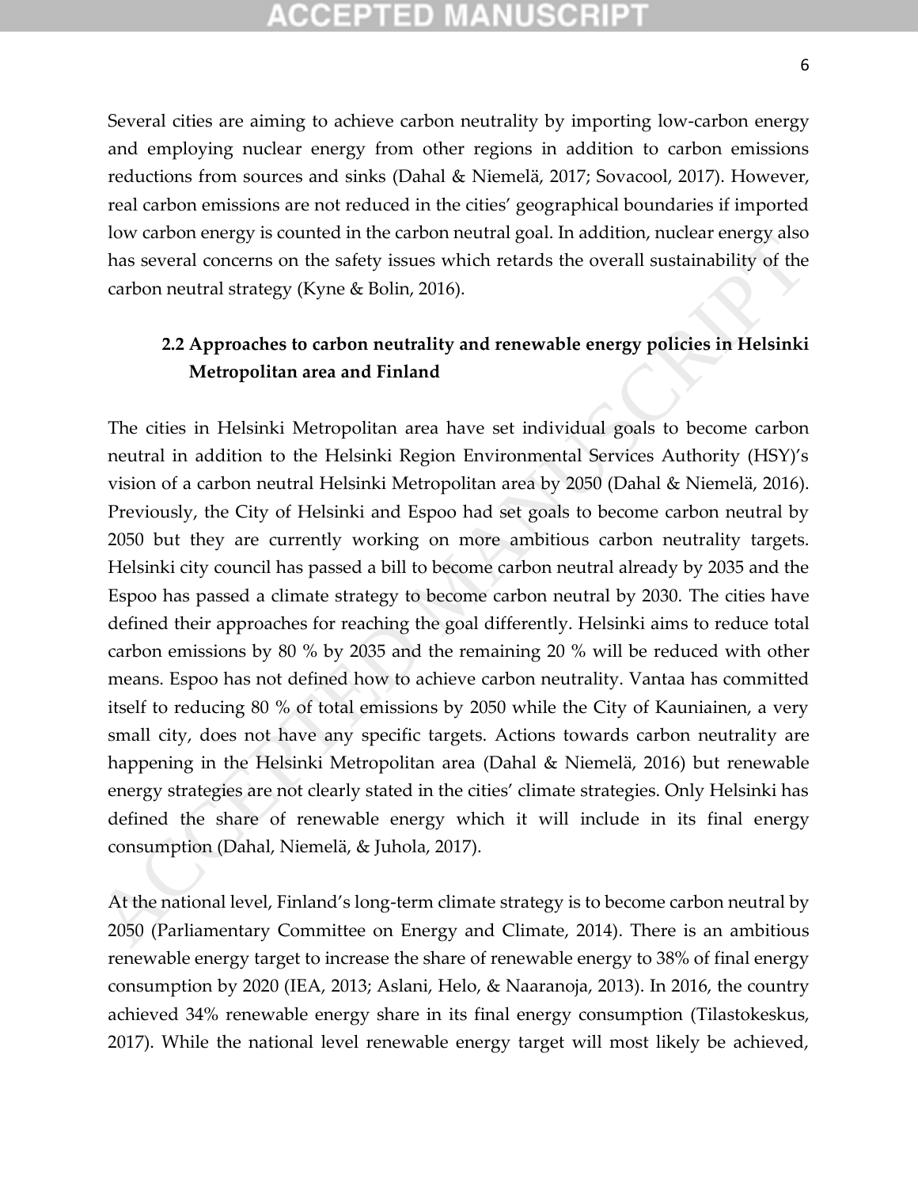Several cities are aiming to achieve carbon neutrality by importing low-carbon energy and employing nuclear energy from other regions in addition to carbon emissions reductions from sources and sinks (Dahal & Niemelä, 2017; Sovacool, 2017). However, real carbon emissions are not reduced in the cities' geographical boundaries if imported low carbon energy is counted in the carbon neutral goal. In addition, nuclear energy also has several concerns on the safety issues which retards the overall sustainability of the carbon neutral strategy (Kyne & Bolin, 2016).

### 2.2 Approaches to carbon neutrality and renewable energy policies in Helsinki Metropolitan area and Finland

The cities in Helsinki Metropolitan area have set individual goals to become carbon neutral in addition to the Helsinki Region Environmental Services Authority (HSY)'s vision of a carbon neutral Helsinki Metropolitan area by 2050 (Dahal & Niemelä, 2016). Previously, the City of Helsinki and Espoo had set goals to become carbon neutral by 2050 but they are currently working on more ambitious carbon neutrality targets. Helsinki city council has passed a bill to become carbon neutral already by 2035 and the Espoo has passed a climate strategy to become carbon neutral by 2030. The cities have defined their approaches for reaching the goal differently. Helsinki aims to reduce total carbon emissions by 80 % by 2035 and the remaining 20 % will be reduced with other means. Espoo has not defined how to achieve carbon neutrality. Vantaa has committed itself to reducing 80 % of total emissions by 2050 while the City of Kauniainen, a very small city, does not have any specific targets. Actions towards carbon neutrality are happening in the Helsinki Metropolitan area (Dahal & Niemelä, 2016) but renewable energy strategies are not clearly stated in the cities' climate strategies. Only Helsinki has defined the share of renewable energy which it will include in its final energy consumption (Dahal, Niemelä, & Juhola, 2017).

At the national level, Finland's long-term climate strategy is to become carbon neutral by 2050 (Parliamentary Committee on Energy and Climate, 2014). There is an ambitious renewable energy target to increase the share of renewable energy to 38% of final energy consumption by 2020 (IEA, 2013; Aslani, Helo, & Naaranoja, 2013). In 2016, the country achieved 34% renewable energy share in its final energy consumption (Tilastokeskus, 2017). While the national level renewable energy target will most likely be achieved,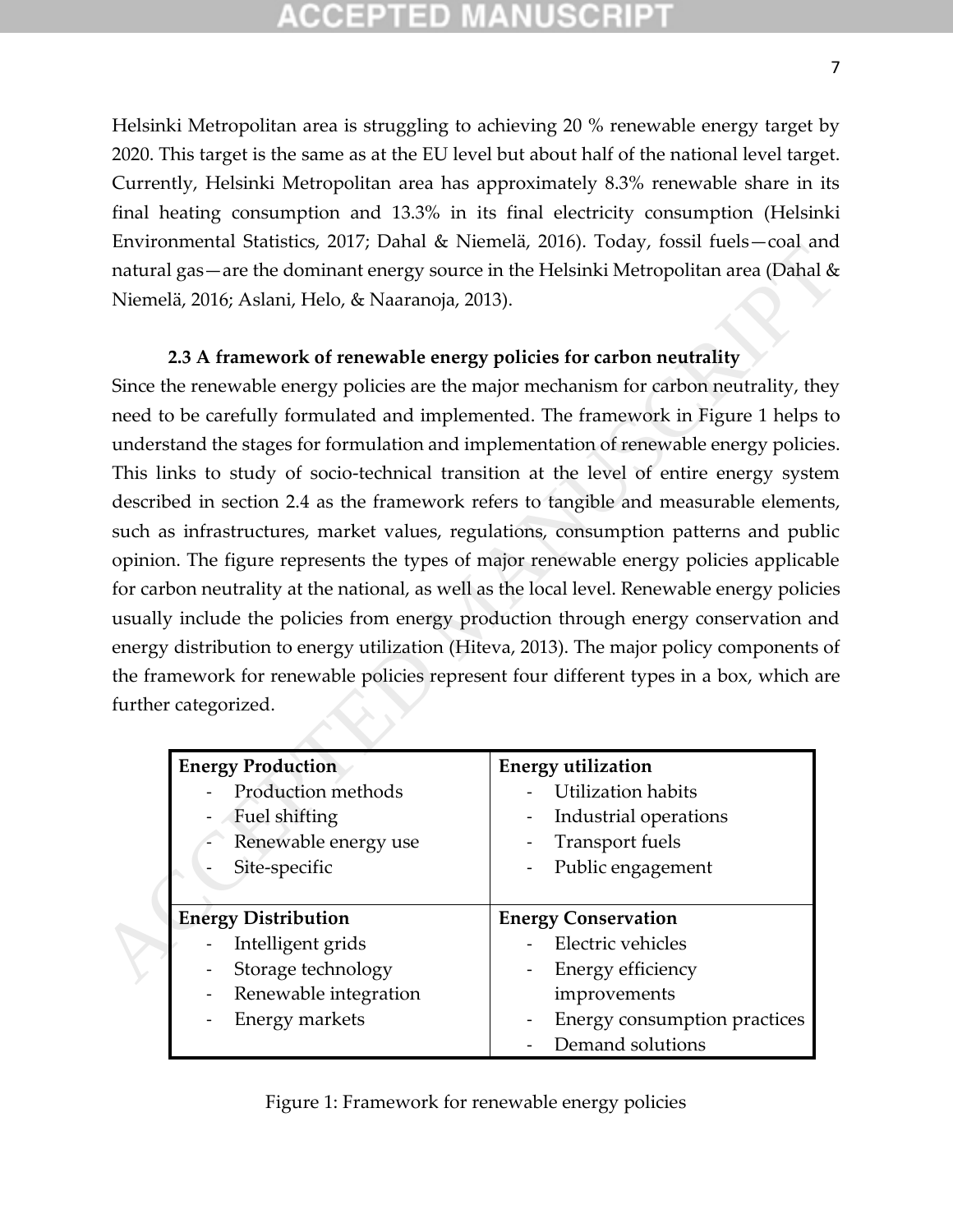Helsinki Metropolitan area is struggling to achieving 20 % renewable energy target by 2020. This target is the same as at the EU level but about half of the national level target. Currently, Helsinki Metropolitan area has approximately 8.3% renewable share in its final heating consumption and 13.3% in its final electricity consumption (Helsinki Environmental Statistics, 2017; Dahal & Niemelä, 2016). Today, fossil fuels—coal and natural gas—are the dominant energy source in the Helsinki Metropolitan area (Dahal & Niemelä, 2016; Aslani, Helo, & Naaranoja, 2013).

### 2.3 A framework of renewable energy policies for carbon neutrality

Since the renewable energy policies are the major mechanism for carbon neutrality, they need to be carefully formulated and implemented. The framework in Figure 1 helps to understand the stages for formulation and implementation of renewable energy policies. This links to study of socio-technical transition at the level of entire energy system described in section 2.4 as the framework refers to tangible and measurable elements, such as infrastructures, market values, regulations, consumption patterns and public opinion. The figure represents the types of major renewable energy policies applicable for carbon neutrality at the national, as well as the local level. Renewable energy policies usually include the policies from energy production through energy conservation and energy distribution to energy utilization (Hiteva, 2013). The major policy components of the framework for renewable policies represent four different types in a box, which are further categorized.

| **Energy Production** | **Energy utilization** |
|---|---|
| - Production methods<br>- Fuel shifting<br>- Renewable energy use<br>- Site-specific | - Utilization habits<br>- Industrial operations<br>- Transport fuels<br>- Public engagement |
| **Energy Distribution**<br>- Intelligent grids<br>- Storage technology<br>- Renewable integration<br>- Energy markets | **Energy Conservation**<br>- Electric vehicles<br>- Energy efficiency improvements<br>- Energy consumption practices<br>- Demand solutions |

Figure 1: Framework for renewable energy policies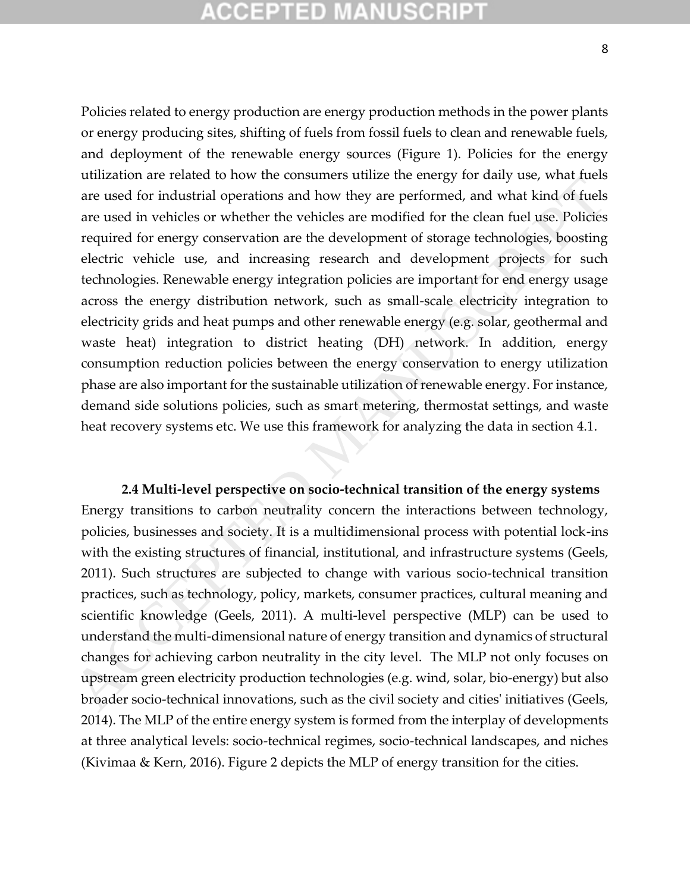Policies related to energy production are energy production methods in the power plants or energy producing sites, shifting of fuels from fossil fuels to clean and renewable fuels, and deployment of the renewable energy sources (Figure 1). Policies for the energy utilization are related to how the consumers utilize the energy for daily use, what fuels are used for industrial operations and how they are performed, and what kind of fuels are used in vehicles or whether the vehicles are modified for the clean fuel use. Policies required for energy conservation are the development of storage technologies, boosting electric vehicle use, and increasing research and development projects for such technologies. Renewable energy integration policies are important for end energy usage across the energy distribution network, such as small-scale electricity integration to electricity grids and heat pumps and other renewable energy (e.g. solar, geothermal and waste heat) integration to district heating (DH) network. In addition, energy consumption reduction policies between the energy conservation to energy utilization phase are also important for the sustainable utilization of renewable energy. For instance, demand side solutions policies, such as smart metering, thermostat settings, and waste heat recovery systems etc. We use this framework for analyzing the data in section 4.1.

### 2.4 Multi-level perspective on socio-technical transition of the energy systems

Energy transitions to carbon neutrality concern the interactions between technology, policies, businesses and society. It is a multidimensional process with potential lock-ins with the existing structures of financial, institutional, and infrastructure systems (Geels, 2011). Such structures are subjected to change with various socio-technical transition practices, such as technology, policy, markets, consumer practices, cultural meaning and scientific knowledge (Geels, 2011). A multi-level perspective (MLP) can be used to understand the multi-dimensional nature of energy transition and dynamics of structural changes for achieving carbon neutrality in the city level. The MLP not only focuses on upstream green electricity production technologies (e.g. wind, solar, bio-energy) but also broader socio-technical innovations, such as the civil society and cities' initiatives (Geels, 2014). The MLP of the entire energy system is formed from the interplay of developments at three analytical levels: socio-technical regimes, socio-technical landscapes, and niches (Kivimaa & Kern, 2016). Figure 2 depicts the MLP of energy transition for the cities.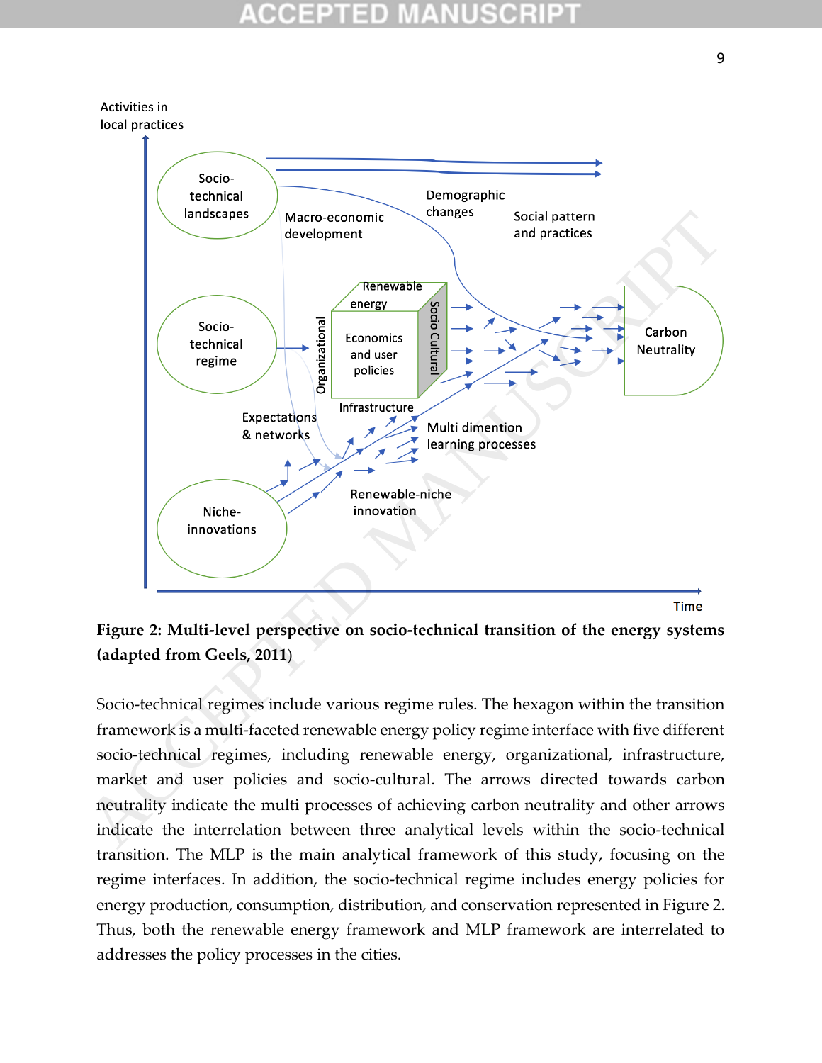**Figure 2: Multi-level perspective on socio-technical transition of the energy systems (adapted from Geels, 2011)**

Socio-technical regimes include various regime rules. The hexagon within the transition framework is a multi-faceted renewable energy policy regime interface with five different socio-technical regimes, including renewable energy, organizational, infrastructure, market and user policies and socio-cultural. The arrows directed towards carbon neutrality indicate the multi processes of achieving carbon neutrality and other arrows indicate the interrelation between three analytical levels within the socio-technical transition. The MLP is the main analytical framework of this study, focusing on the regime interfaces. In addition, the socio-technical regime includes energy policies for energy production, consumption, distribution, and conservation represented in Figure 2. Thus, both the renewable energy framework and MLP framework are interrelated to addresses the policy processes in the cities.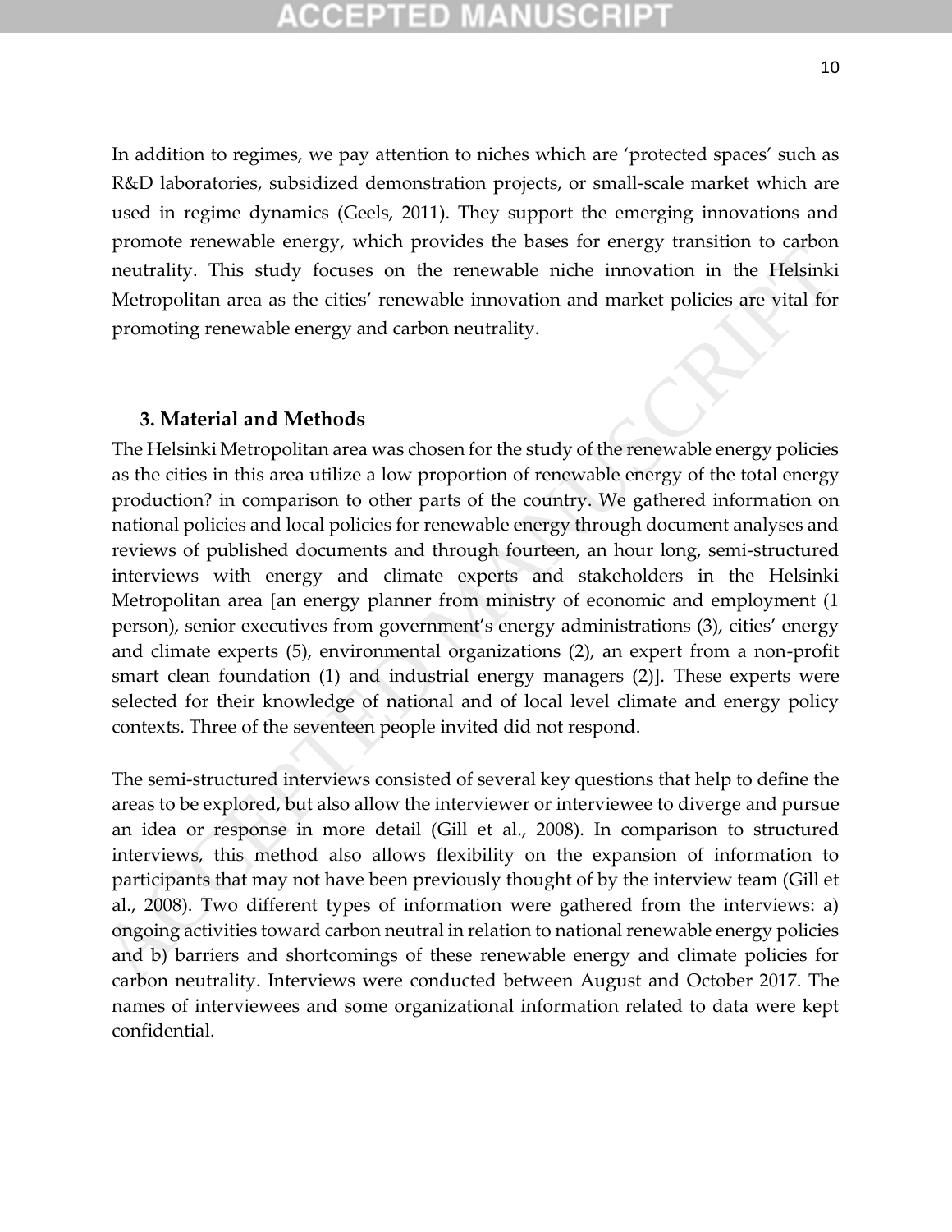In addition to regimes, we pay attention to niches which are 'protected spaces' such as R&D laboratories, subsidized demonstration projects, or small-scale market which are used in regime dynamics (Geels, 2011). They support the emerging innovations and promote renewable energy, which provides the bases for energy transition to carbon neutrality. This study focuses on the renewable niche innovation in the Helsinki Metropolitan area as the cities' renewable innovation and market policies are vital for promoting renewable energy and carbon neutrality.

## 3. Material and Methods

The Helsinki Metropolitan area was chosen for the study of the renewable energy policies as the cities in this area utilize a low proportion of renewable energy of the total energy production? in comparison to other parts of the country. We gathered information on national policies and local policies for renewable energy through document analyses and reviews of published documents and through fourteen, an hour long, semi-structured interviews with energy and climate experts and stakeholders in the Helsinki Metropolitan area [an energy planner from ministry of economic and employment (1 person), senior executives from government's energy administrations (3), cities' energy and climate experts (5), environmental organizations (2), an expert from a non-profit smart clean foundation (1) and industrial energy managers (2)]. These experts were selected for their knowledge of national and of local level climate and energy policy contexts. Three of the seventeen people invited did not respond.

The semi-structured interviews consisted of several key questions that help to define the areas to be explored, but also allow the interviewer or interviewee to diverge and pursue an idea or response in more detail (Gill et al., 2008). In comparison to structured interviews, this method also allows flexibility on the expansion of information to participants that may not have been previously thought of by the interview team (Gill et al., 2008). Two different types of information were gathered from the interviews: a) ongoing activities toward carbon neutral in relation to national renewable energy policies and b) barriers and shortcomings of these renewable energy and climate policies for carbon neutrality. Interviews were conducted between August and October 2017. The names of interviewees and some organizational information related to data were kept confidential.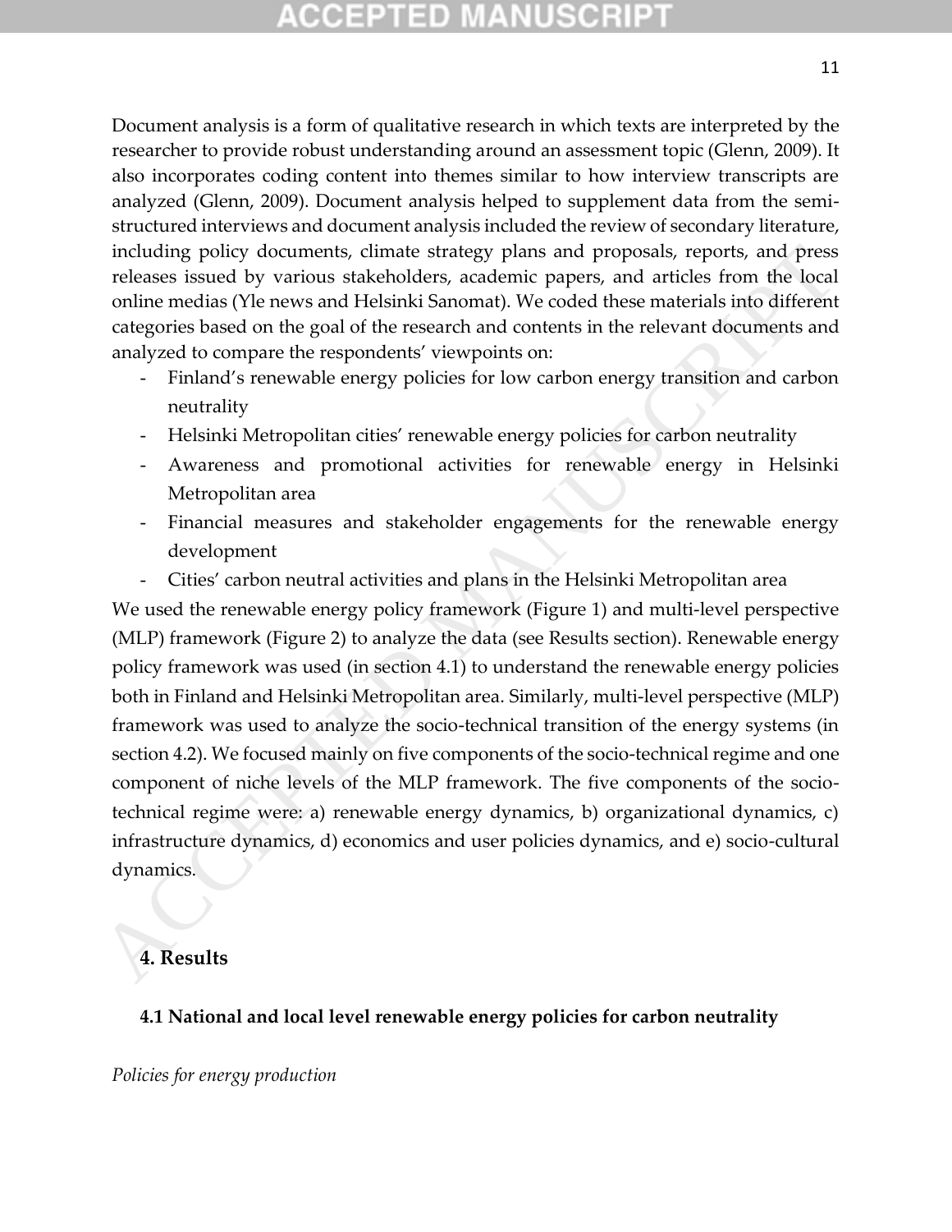Document analysis is a form of qualitative research in which texts are interpreted by the researcher to provide robust understanding around an assessment topic (Glenn, 2009). It also incorporates coding content into themes similar to how interview transcripts are analyzed (Glenn, 2009). Document analysis helped to supplement data from the semi-structured interviews and document analysis included the review of secondary literature, including policy documents, climate strategy plans and proposals, reports, and press releases issued by various stakeholders, academic papers, and articles from the local online medias (Yle news and Helsinki Sanomat). We coded these materials into different categories based on the goal of the research and contents in the relevant documents and analyzed to compare the respondents' viewpoints on:

- Finland's renewable energy policies for low carbon energy transition and carbon neutrality
- Helsinki Metropolitan cities' renewable energy policies for carbon neutrality
- Awareness and promotional activities for renewable energy in Helsinki Metropolitan area
- Financial measures and stakeholder engagements for the renewable energy development
- Cities' carbon neutral activities and plans in the Helsinki Metropolitan area

We used the renewable energy policy framework (Figure 1) and multi-level perspective (MLP) framework (Figure 2) to analyze the data (see Results section). Renewable energy policy framework was used (in section 4.1) to understand the renewable energy policies both in Finland and Helsinki Metropolitan area. Similarly, multi-level perspective (MLP) framework was used to analyze the socio-technical transition of the energy systems (in section 4.2). We focused mainly on five components of the socio-technical regime and one component of niche levels of the MLP framework. The five components of the socio-technical regime were: a) renewable energy dynamics, b) organizational dynamics, c) infrastructure dynamics, d) economics and user policies dynamics, and e) socio-cultural dynamics.

## 4. Results

### 4.1 National and local level renewable energy policies for carbon neutrality

*Policies for energy production*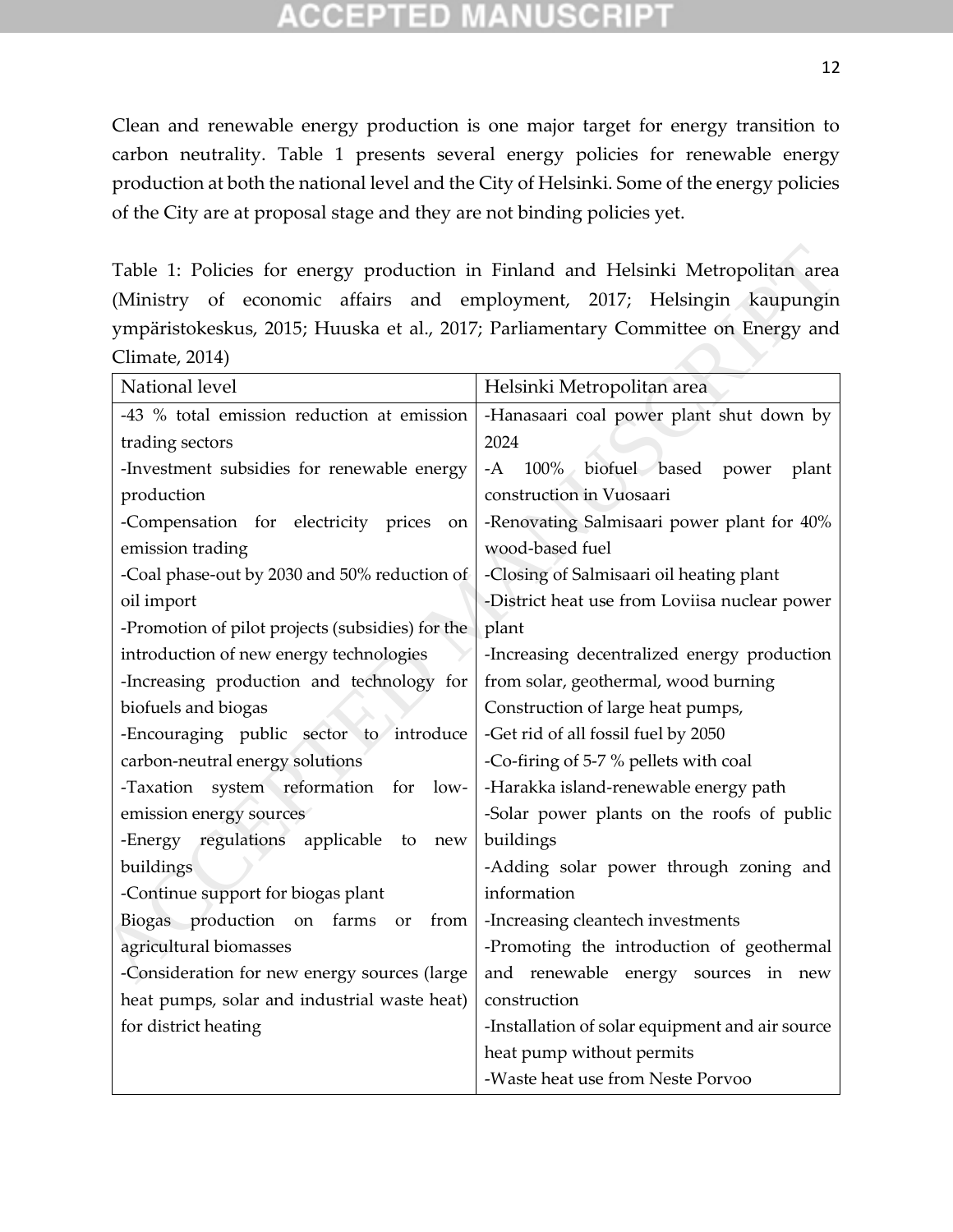Clean and renewable energy production is one major target for energy transition to carbon neutrality. Table 1 presents several energy policies for renewable energy production at both the national level and the City of Helsinki. Some of the energy policies of the City are at proposal stage and they are not binding policies yet.

Table 1: Policies for energy production in Finland and Helsinki Metropolitan area (Ministry of economic affairs and employment, 2017; Helsingin kaupungin ympäristokeskus, 2015; Huuska et al., 2017; Parliamentary Committee on Energy and Climate, 2014)

| National level | Helsinki Metropolitan area |
|---|---|
| -43 % total emission reduction at emission trading sectors<br>-Investment subsidies for renewable energy production<br>-Compensation for electricity prices on emission trading<br>-Coal phase-out by 2030 and 50% reduction of oil import<br>-Promotion of pilot projects (subsidies) for the introduction of new energy technologies<br>-Increasing production and technology for biofuels and biogas<br>-Encouraging public sector to introduce carbon-neutral energy solutions<br>-Taxation system reformation for low-emission energy sources<br>-Energy regulations applicable to new buildings<br>-Continue support for biogas plant<br>Biogas production on farms or from agricultural biomasses<br>-Consideration for new energy sources (large heat pumps, solar and industrial waste heat) for district heating | -Hanasaari coal power plant shut down by 2024<br>-A 100% biofuel based power plant construction in Vuosaari<br>-Renovating Salmisaari power plant for 40% wood-based fuel<br>-Closing of Salmisaari oil heating plant<br>-District heat use from Loviisa nuclear power plant<br>-Increasing decentralized energy production from solar, geothermal, wood burning<br>Construction of large heat pumps,<br>-Get rid of all fossil fuel by 2050<br>-Co-firing of 5-7 % pellets with coal<br>-Harakka island-renewable energy path<br>-Solar power plants on the roofs of public buildings<br>-Adding solar power through zoning and information<br>-Increasing cleantech investments<br>-Promoting the introduction of geothermal and renewable energy sources in new construction<br>-Installation of solar equipment and air source heat pump without permits<br>-Waste heat use from Neste Porvoo |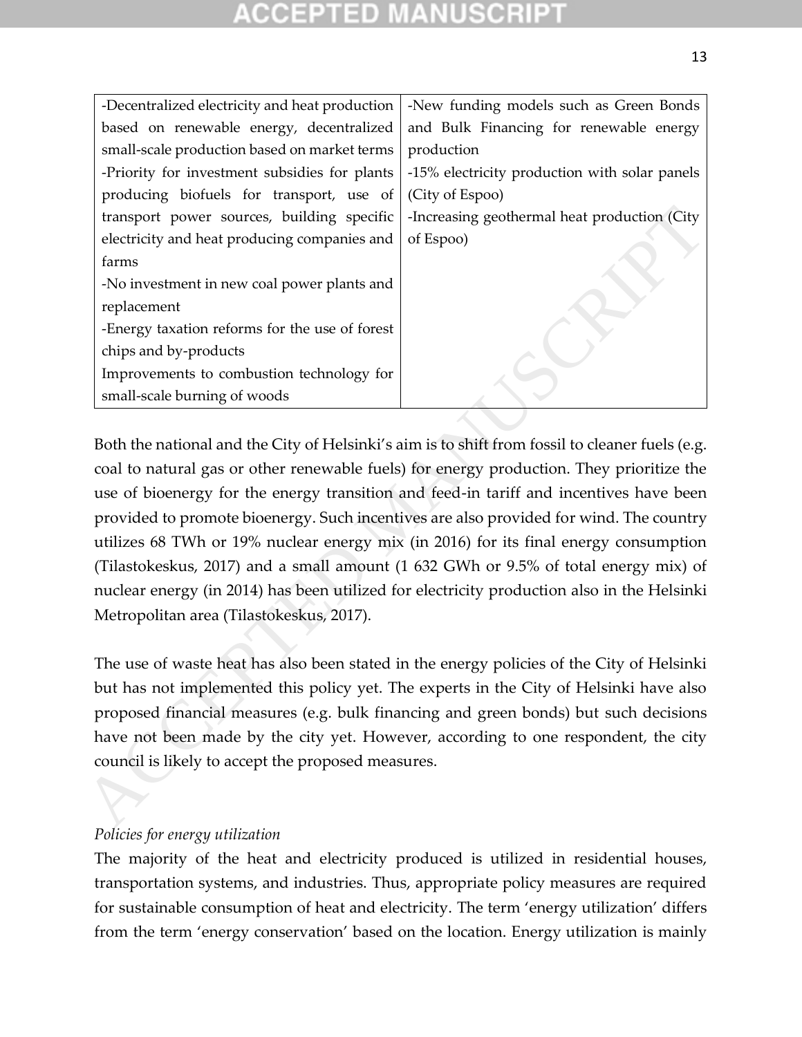| -Decentralized electricity and heat production based on renewable energy, decentralized small-scale production based on market terms<br>-Priority for investment subsidies for plants producing biofuels for transport, use of transport power sources, building specific electricity and heat producing companies and farms<br>-No investment in new coal power plants and replacement<br>-Energy taxation reforms for the use of forest chips and by-products<br>Improvements to combustion technology for small-scale burning of woods | -New funding models such as Green Bonds and Bulk Financing for renewable energy production<br>-15% electricity production with solar panels (City of Espoo)<br>-Increasing geothermal heat production (City of Espoo) |
|---|---|

Both the national and the City of Helsinki's aim is to shift from fossil to cleaner fuels (e.g. coal to natural gas or other renewable fuels) for energy production. They prioritize the use of bioenergy for the energy transition and feed-in tariff and incentives have been provided to promote bioenergy. Such incentives are also provided for wind. The country utilizes 68 TWh or 19% nuclear energy mix (in 2016) for its final energy consumption (Tilastokeskus, 2017) and a small amount (1 632 GWh or 9.5% of total energy mix) of nuclear energy (in 2014) has been utilized for electricity production also in the Helsinki Metropolitan area (Tilastokeskus, 2017).

The use of waste heat has also been stated in the energy policies of the City of Helsinki but has not implemented this policy yet. The experts in the City of Helsinki have also proposed financial measures (e.g. bulk financing and green bonds) but such decisions have not been made by the city yet. However, according to one respondent, the city council is likely to accept the proposed measures.

*Policies for energy utilization*

The majority of the heat and electricity produced is utilized in residential houses, transportation systems, and industries. Thus, appropriate policy measures are required for sustainable consumption of heat and electricity. The term 'energy utilization' differs from the term 'energy conservation' based on the location. Energy utilization is mainly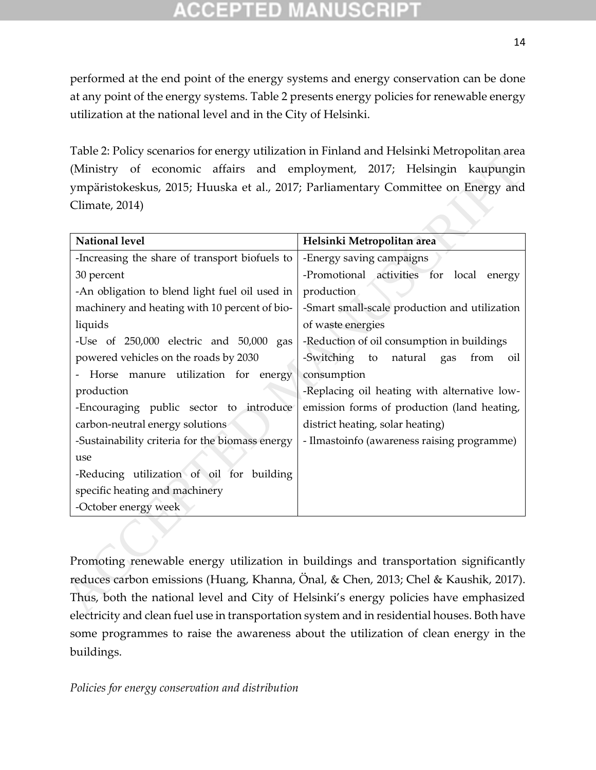performed at the end point of the energy systems and energy conservation can be done at any point of the energy systems. Table 2 presents energy policies for renewable energy utilization at the national level and in the City of Helsinki.

Table 2: Policy scenarios for energy utilization in Finland and Helsinki Metropolitan area (Ministry of economic affairs and employment, 2017; Helsingin kaupungin ympäristokeskus, 2015; Huuska et al., 2017; Parliamentary Committee on Energy and Climate, 2014)

| National level | Helsinki Metropolitan area |
|---|---|
| -Increasing the share of transport biofuels to 30 percent<br>-An obligation to blend light fuel oil used in machinery and heating with 10 percent of bio-liquids<br>-Use of 250,000 electric and 50,000 gas powered vehicles on the roads by 2030<br>- Horse manure utilization for energy production<br>-Encouraging public sector to introduce carbon-neutral energy solutions<br>-Sustainability criteria for the biomass energy use<br>-Reducing utilization of oil for building specific heating and machinery<br>-October energy week | -Energy saving campaigns<br>-Promotional activities for local energy production<br>-Smart small-scale production and utilization of waste energies<br>-Reduction of oil consumption in buildings<br>-Switching to natural gas from oil consumption<br>-Replacing oil heating with alternative low-emission forms of production (land heating, district heating, solar heating)<br>- Ilmastoinfo (awareness raising programme) |

Promoting renewable energy utilization in buildings and transportation significantly reduces carbon emissions (Huang, Khanna, Önal, & Chen, 2013; Chel & Kaushik, 2017). Thus, both the national level and City of Helsinki's energy policies have emphasized electricity and clean fuel use in transportation system and in residential houses. Both have some programmes to raise the awareness about the utilization of clean energy in the buildings.

*Policies for energy conservation and distribution*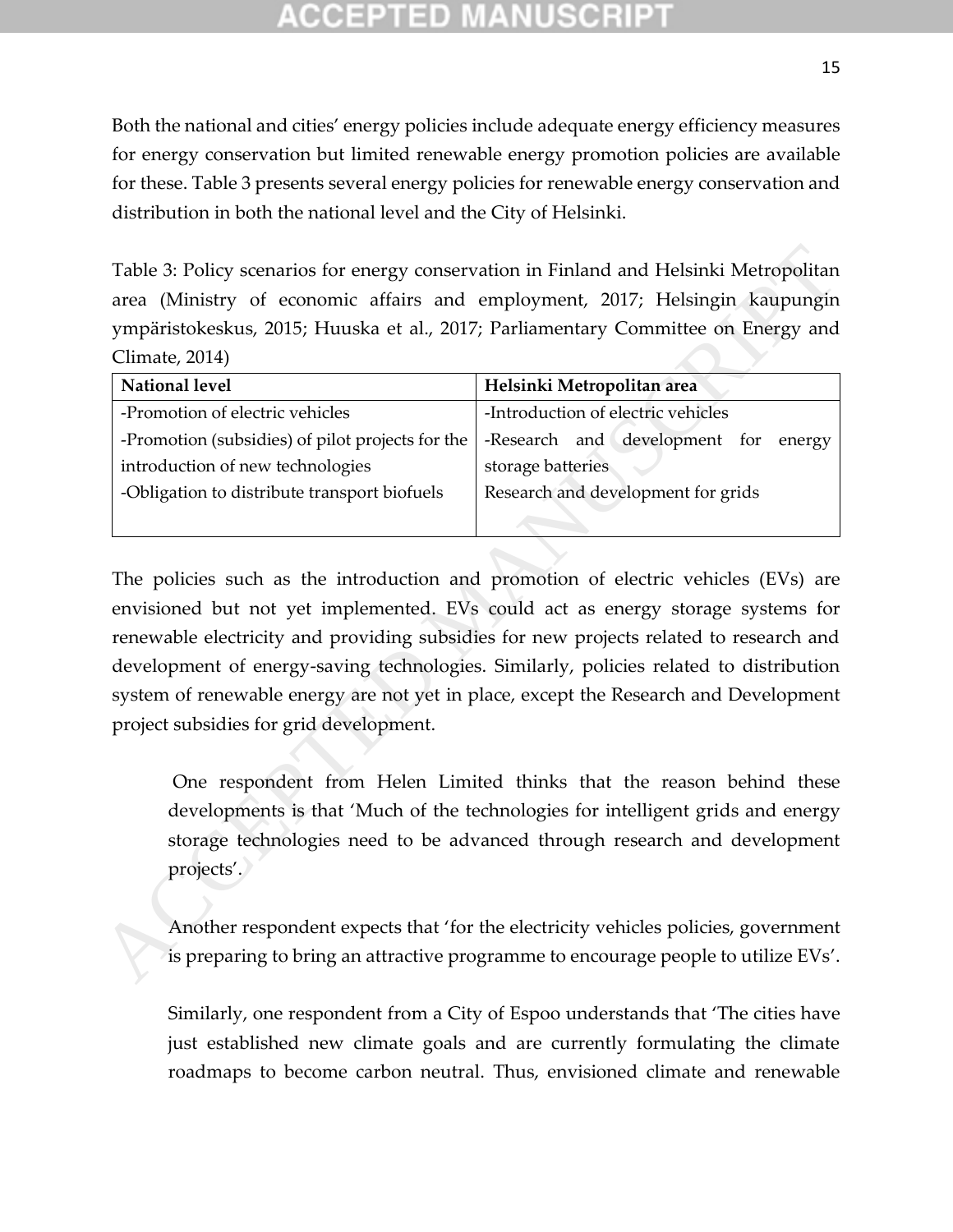Both the national and cities' energy policies include adequate energy efficiency measures for energy conservation but limited renewable energy promotion policies are available for these. Table 3 presents several energy policies for renewable energy conservation and distribution in both the national level and the City of Helsinki.

Table 3: Policy scenarios for energy conservation in Finland and Helsinki Metropolitan area (Ministry of economic affairs and employment, 2017; Helsingin kaupungin ympäristokeskus, 2015; Huuska et al., 2017; Parliamentary Committee on Energy and Climate, 2014)

| National level | Helsinki Metropolitan area |
|---|---|
| -Promotion of electric vehicles<br>-Promotion (subsidies) of pilot projects for the introduction of new technologies<br>-Obligation to distribute transport biofuels | -Introduction of electric vehicles<br>-Research and development for energy storage batteries<br>Research and development for grids |

The policies such as the introduction and promotion of electric vehicles (EVs) are envisioned but not yet implemented. EVs could act as energy storage systems for renewable electricity and providing subsidies for new projects related to research and development of energy-saving technologies. Similarly, policies related to distribution system of renewable energy are not yet in place, except the Research and Development project subsidies for grid development.

> One respondent from Helen Limited thinks that the reason behind these developments is that 'Much of the technologies for intelligent grids and energy storage technologies need to be advanced through research and development projects'.
>
> Another respondent expects that 'for the electricity vehicles policies, government is preparing to bring an attractive programme to encourage people to utilize EVs'.
>
> Similarly, one respondent from a City of Espoo understands that 'The cities have just established new climate goals and are currently formulating the climate roadmaps to become carbon neutral. Thus, envisioned climate and renewable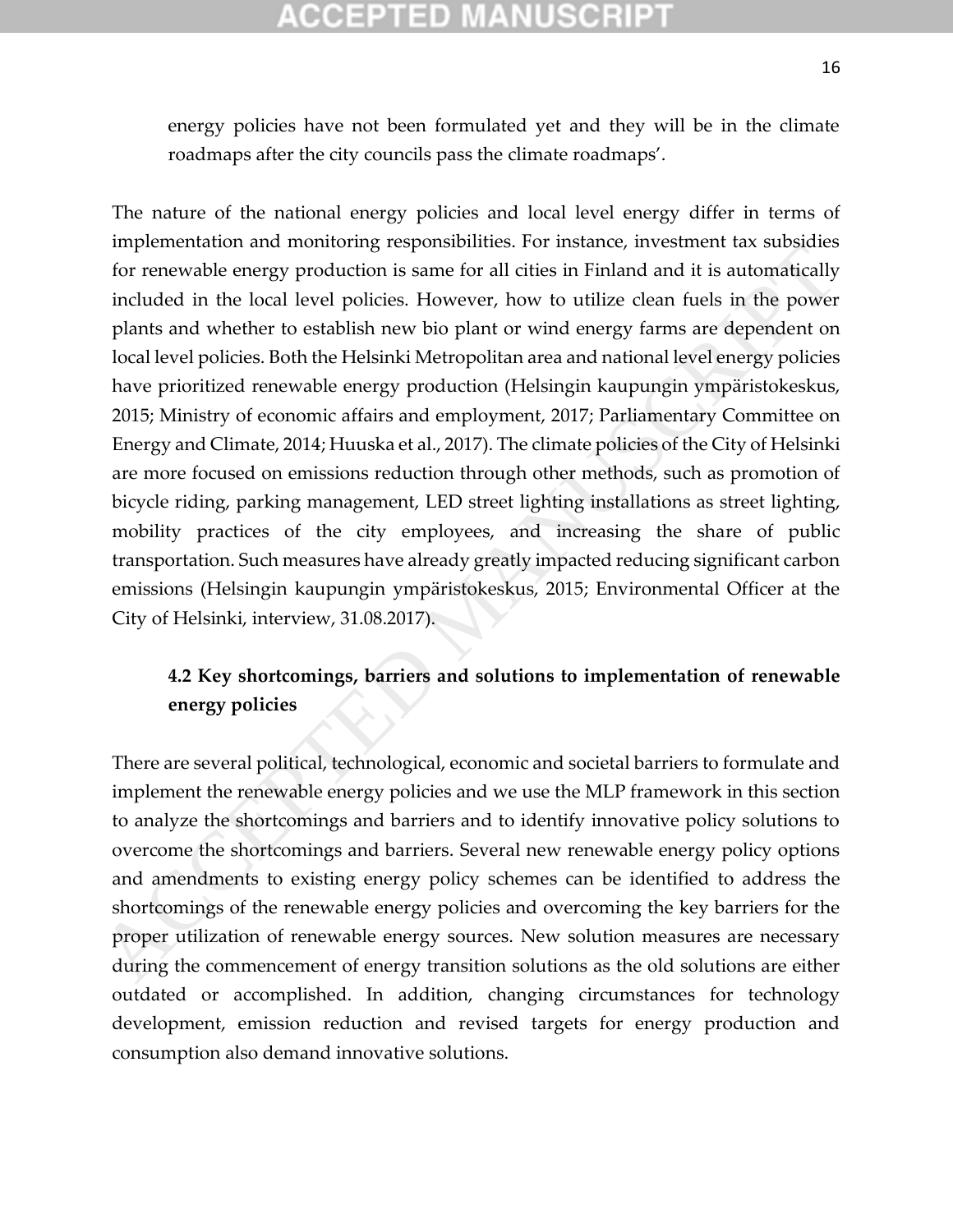energy policies have not been formulated yet and they will be in the climate roadmaps after the city councils pass the climate roadmaps'.

The nature of the national energy policies and local level energy differ in terms of implementation and monitoring responsibilities. For instance, investment tax subsidies for renewable energy production is same for all cities in Finland and it is automatically included in the local level policies. However, how to utilize clean fuels in the power plants and whether to establish new bio plant or wind energy farms are dependent on local level policies. Both the Helsinki Metropolitan area and national level energy policies have prioritized renewable energy production (Helsingin kaupungin ympäristokeskus, 2015; Ministry of economic affairs and employment, 2017; Parliamentary Committee on Energy and Climate, 2014; Huuska et al., 2017). The climate policies of the City of Helsinki are more focused on emissions reduction through other methods, such as promotion of bicycle riding, parking management, LED street lighting installations as street lighting, mobility practices of the city employees, and increasing the share of public transportation. Such measures have already greatly impacted reducing significant carbon emissions (Helsingin kaupungin ympäristokeskus, 2015; Environmental Officer at the City of Helsinki, interview, 31.08.2017).

### 4.2 Key shortcomings, barriers and solutions to implementation of renewable energy policies

There are several political, technological, economic and societal barriers to formulate and implement the renewable energy policies and we use the MLP framework in this section to analyze the shortcomings and barriers and to identify innovative policy solutions to overcome the shortcomings and barriers. Several new renewable energy policy options and amendments to existing energy policy schemes can be identified to address the shortcomings of the renewable energy policies and overcoming the key barriers for the proper utilization of renewable energy sources. New solution measures are necessary during the commencement of energy transition solutions as the old solutions are either outdated or accomplished. In addition, changing circumstances for technology development, emission reduction and revised targets for energy production and consumption also demand innovative solutions.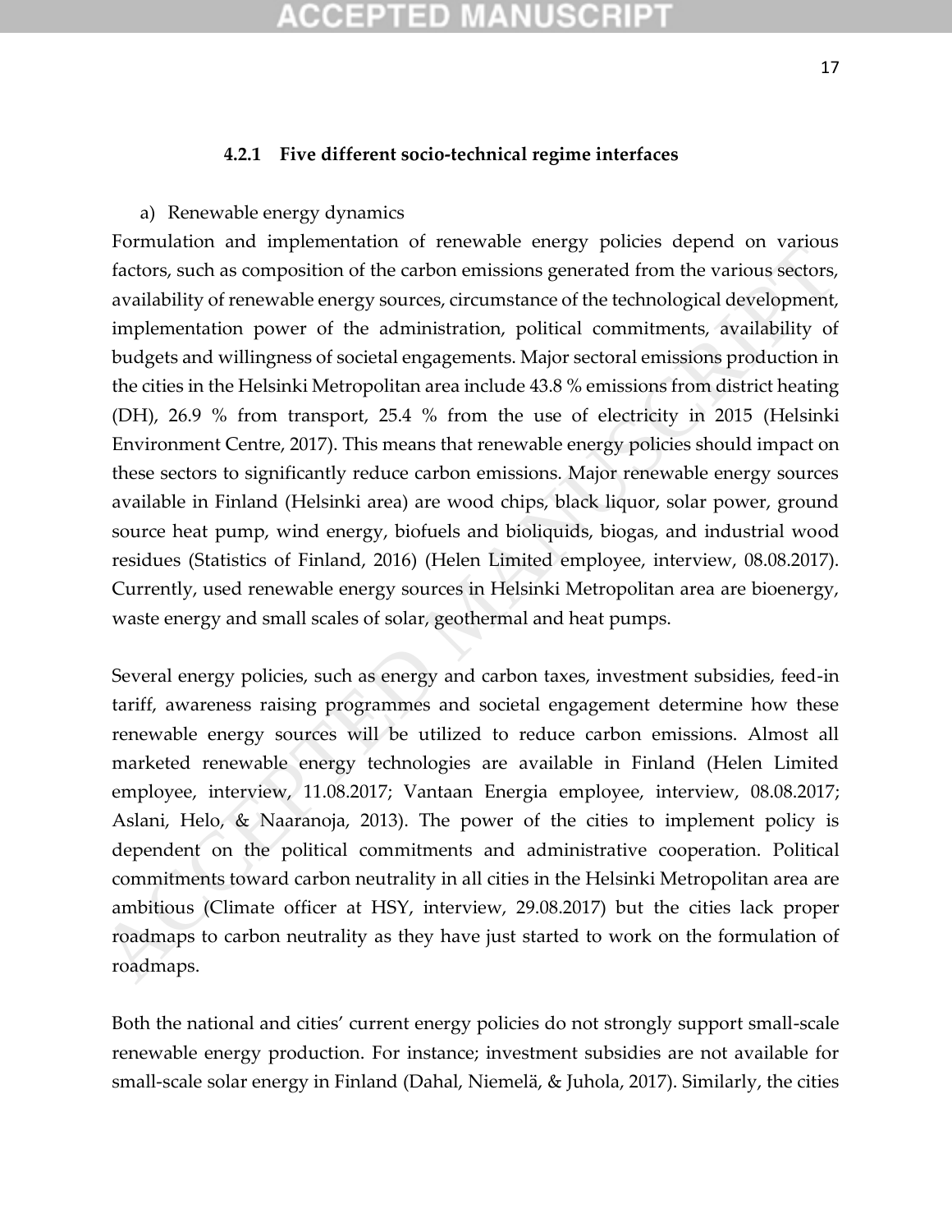#### 4.2.1 Five different socio-technical regime interfaces

a) Renewable energy dynamics

Formulation and implementation of renewable energy policies depend on various factors, such as composition of the carbon emissions generated from the various sectors, availability of renewable energy sources, circumstance of the technological development, implementation power of the administration, political commitments, availability of budgets and willingness of societal engagements. Major sectoral emissions production in the cities in the Helsinki Metropolitan area include 43.8 % emissions from district heating (DH), 26.9 % from transport, 25.4 % from the use of electricity in 2015 (Helsinki Environment Centre, 2017). This means that renewable energy policies should impact on these sectors to significantly reduce carbon emissions. Major renewable energy sources available in Finland (Helsinki area) are wood chips, black liquor, solar power, ground source heat pump, wind energy, biofuels and bioliquids, biogas, and industrial wood residues (Statistics of Finland, 2016) (Helen Limited employee, interview, 08.08.2017). Currently, used renewable energy sources in Helsinki Metropolitan area are bioenergy, waste energy and small scales of solar, geothermal and heat pumps.

Several energy policies, such as energy and carbon taxes, investment subsidies, feed-in tariff, awareness raising programmes and societal engagement determine how these renewable energy sources will be utilized to reduce carbon emissions. Almost all marketed renewable energy technologies are available in Finland (Helen Limited employee, interview, 11.08.2017; Vantaan Energia employee, interview, 08.08.2017; Aslani, Helo, & Naaranoja, 2013). The power of the cities to implement policy is dependent on the political commitments and administrative cooperation. Political commitments toward carbon neutrality in all cities in the Helsinki Metropolitan area are ambitious (Climate officer at HSY, interview, 29.08.2017) but the cities lack proper roadmaps to carbon neutrality as they have just started to work on the formulation of roadmaps.

Both the national and cities' current energy policies do not strongly support small-scale renewable energy production. For instance; investment subsidies are not available for small-scale solar energy in Finland (Dahal, Niemelä, & Juhola, 2017). Similarly, the cities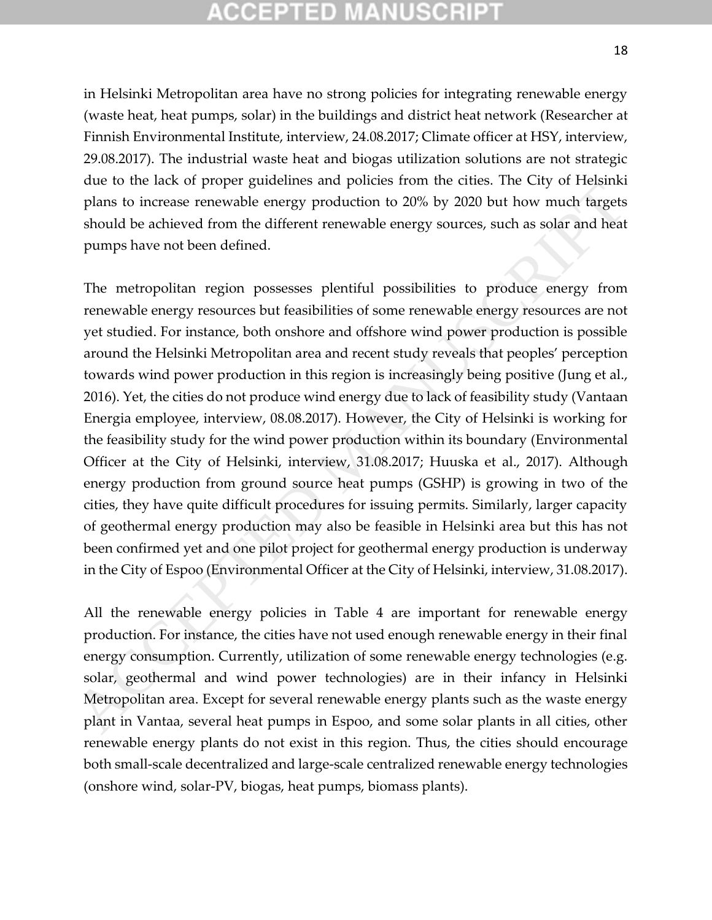in Helsinki Metropolitan area have no strong policies for integrating renewable energy (waste heat, heat pumps, solar) in the buildings and district heat network (Researcher at Finnish Environmental Institute, interview, 24.08.2017; Climate officer at HSY, interview, 29.08.2017). The industrial waste heat and biogas utilization solutions are not strategic due to the lack of proper guidelines and policies from the cities. The City of Helsinki plans to increase renewable energy production to 20% by 2020 but how much targets should be achieved from the different renewable energy sources, such as solar and heat pumps have not been defined.

The metropolitan region possesses plentiful possibilities to produce energy from renewable energy resources but feasibilities of some renewable energy resources are not yet studied. For instance, both onshore and offshore wind power production is possible around the Helsinki Metropolitan area and recent study reveals that peoples' perception towards wind power production in this region is increasingly being positive (Jung et al., 2016). Yet, the cities do not produce wind energy due to lack of feasibility study (Vantaan Energia employee, interview, 08.08.2017). However, the City of Helsinki is working for the feasibility study for the wind power production within its boundary (Environmental Officer at the City of Helsinki, interview, 31.08.2017; Huuska et al., 2017). Although energy production from ground source heat pumps (GSHP) is growing in two of the cities, they have quite difficult procedures for issuing permits. Similarly, larger capacity of geothermal energy production may also be feasible in Helsinki area but this has not been confirmed yet and one pilot project for geothermal energy production is underway in the City of Espoo (Environmental Officer at the City of Helsinki, interview, 31.08.2017).

All the renewable energy policies in Table 4 are important for renewable energy production. For instance, the cities have not used enough renewable energy in their final energy consumption. Currently, utilization of some renewable energy technologies (e.g. solar, geothermal and wind power technologies) are in their infancy in Helsinki Metropolitan area. Except for several renewable energy plants such as the waste energy plant in Vantaa, several heat pumps in Espoo, and some solar plants in all cities, other renewable energy plants do not exist in this region. Thus, the cities should encourage both small-scale decentralized and large-scale centralized renewable energy technologies (onshore wind, solar-PV, biogas, heat pumps, biomass plants).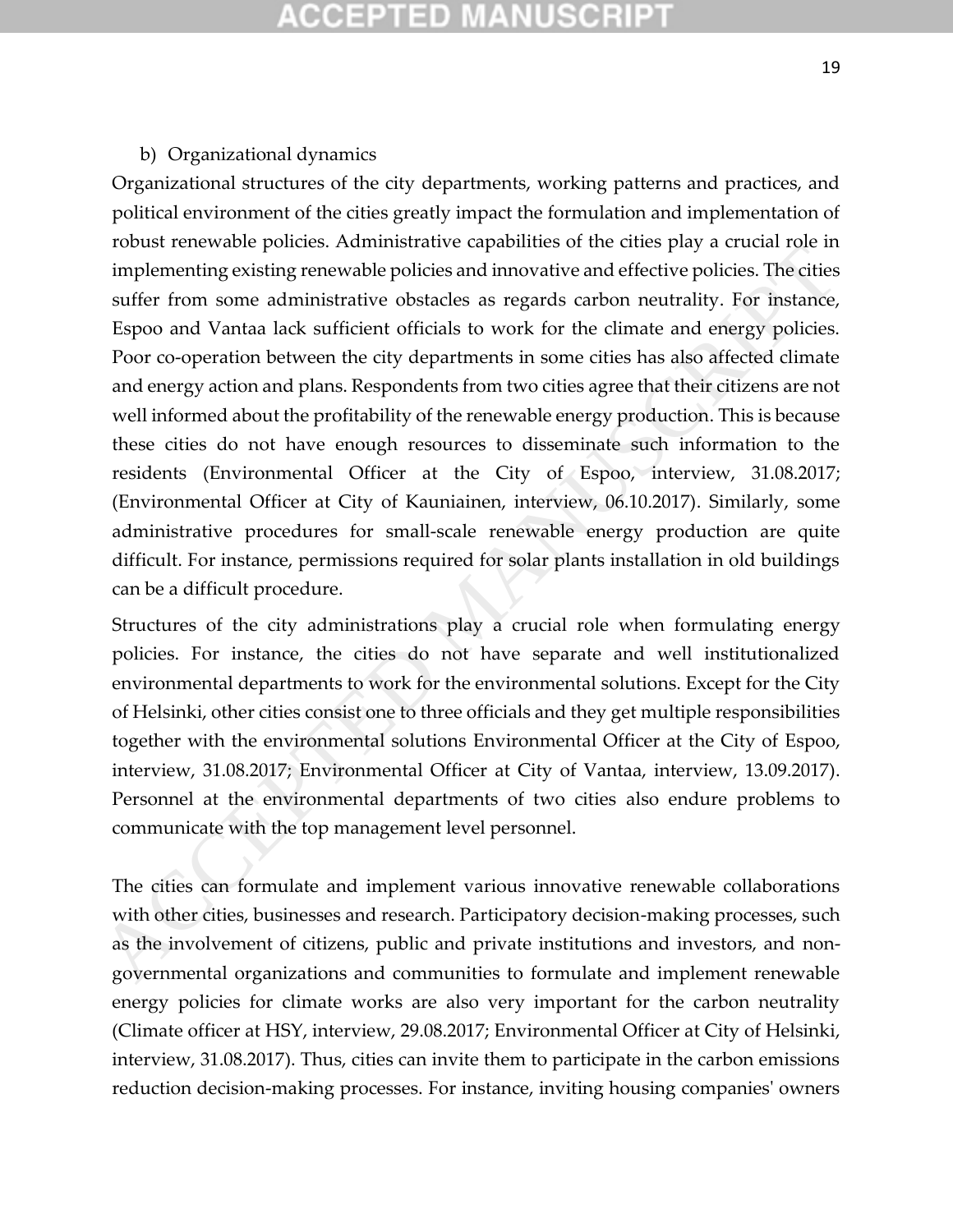b) Organizational dynamics

Organizational structures of the city departments, working patterns and practices, and political environment of the cities greatly impact the formulation and implementation of robust renewable policies. Administrative capabilities of the cities play a crucial role in implementing existing renewable policies and innovative and effective policies. The cities suffer from some administrative obstacles as regards carbon neutrality. For instance, Espoo and Vantaa lack sufficient officials to work for the climate and energy policies. Poor co-operation between the city departments in some cities has also affected climate and energy action and plans. Respondents from two cities agree that their citizens are not well informed about the profitability of the renewable energy production. This is because these cities do not have enough resources to disseminate such information to the residents (Environmental Officer at the City of Espoo, interview, 31.08.2017; (Environmental Officer at City of Kauniainen, interview, 06.10.2017). Similarly, some administrative procedures for small-scale renewable energy production are quite difficult. For instance, permissions required for solar plants installation in old buildings can be a difficult procedure.

Structures of the city administrations play a crucial role when formulating energy policies. For instance, the cities do not have separate and well institutionalized environmental departments to work for the environmental solutions. Except for the City of Helsinki, other cities consist one to three officials and they get multiple responsibilities together with the environmental solutions Environmental Officer at the City of Espoo, interview, 31.08.2017; Environmental Officer at City of Vantaa, interview, 13.09.2017). Personnel at the environmental departments of two cities also endure problems to communicate with the top management level personnel.

The cities can formulate and implement various innovative renewable collaborations with other cities, businesses and research. Participatory decision-making processes, such as the involvement of citizens, public and private institutions and investors, and non-governmental organizations and communities to formulate and implement renewable energy policies for climate works are also very important for the carbon neutrality (Climate officer at HSY, interview, 29.08.2017; Environmental Officer at City of Helsinki, interview, 31.08.2017). Thus, cities can invite them to participate in the carbon emissions reduction decision-making processes. For instance, inviting housing companies' owners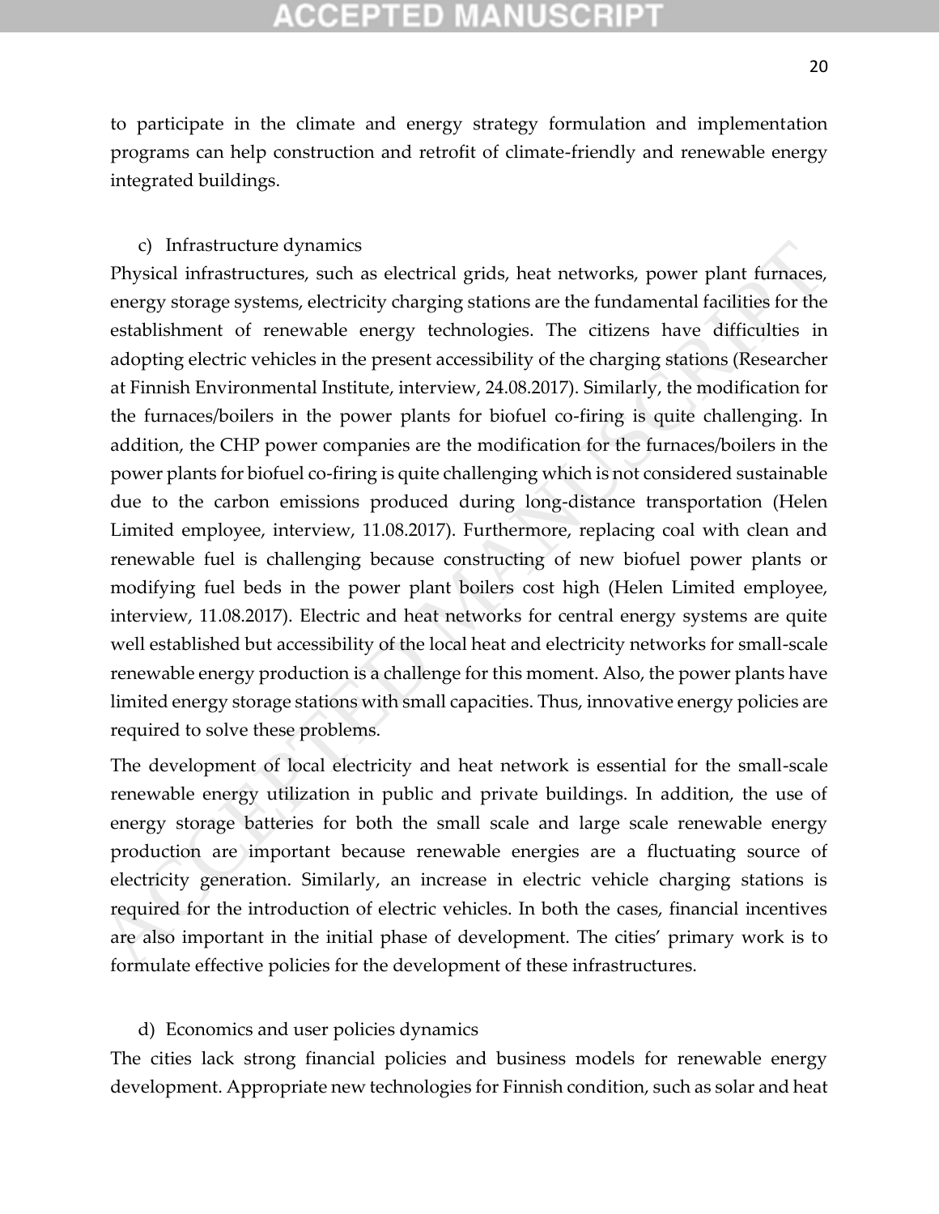to participate in the climate and energy strategy formulation and implementation programs can help construction and retrofit of climate-friendly and renewable energy integrated buildings.

c) Infrastructure dynamics

Physical infrastructures, such as electrical grids, heat networks, power plant furnaces, energy storage systems, electricity charging stations are the fundamental facilities for the establishment of renewable energy technologies. The citizens have difficulties in adopting electric vehicles in the present accessibility of the charging stations (Researcher at Finnish Environmental Institute, interview, 24.08.2017). Similarly, the modification for the furnaces/boilers in the power plants for biofuel co-firing is quite challenging. In addition, the CHP power companies are the modification for the furnaces/boilers in the power plants for biofuel co-firing is quite challenging which is not considered sustainable due to the carbon emissions produced during long-distance transportation (Helen Limited employee, interview, 11.08.2017). Furthermore, replacing coal with clean and renewable fuel is challenging because constructing of new biofuel power plants or modifying fuel beds in the power plant boilers cost high (Helen Limited employee, interview, 11.08.2017). Electric and heat networks for central energy systems are quite well established but accessibility of the local heat and electricity networks for small-scale renewable energy production is a challenge for this moment. Also, the power plants have limited energy storage stations with small capacities. Thus, innovative energy policies are required to solve these problems.

The development of local electricity and heat network is essential for the small-scale renewable energy utilization in public and private buildings. In addition, the use of energy storage batteries for both the small scale and large scale renewable energy production are important because renewable energies are a fluctuating source of electricity generation. Similarly, an increase in electric vehicle charging stations is required for the introduction of electric vehicles. In both the cases, financial incentives are also important in the initial phase of development. The cities' primary work is to formulate effective policies for the development of these infrastructures.

d) Economics and user policies dynamics

The cities lack strong financial policies and business models for renewable energy development. Appropriate new technologies for Finnish condition, such as solar and heat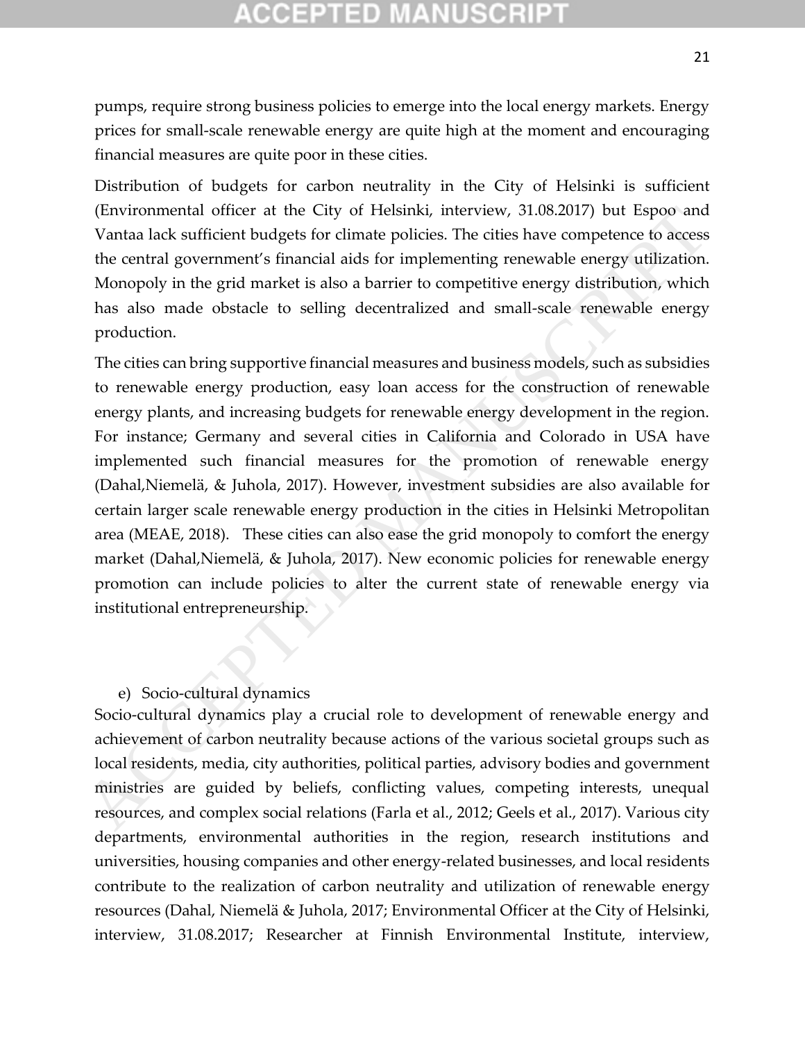pumps, require strong business policies to emerge into the local energy markets. Energy prices for small-scale renewable energy are quite high at the moment and encouraging financial measures are quite poor in these cities.

Distribution of budgets for carbon neutrality in the City of Helsinki is sufficient (Environmental officer at the City of Helsinki, interview, 31.08.2017) but Espoo and Vantaa lack sufficient budgets for climate policies. The cities have competence to access the central government's financial aids for implementing renewable energy utilization. Monopoly in the grid market is also a barrier to competitive energy distribution, which has also made obstacle to selling decentralized and small-scale renewable energy production.

The cities can bring supportive financial measures and business models, such as subsidies to renewable energy production, easy loan access for the construction of renewable energy plants, and increasing budgets for renewable energy development in the region. For instance; Germany and several cities in California and Colorado in USA have implemented such financial measures for the promotion of renewable energy (Dahal,Niemelä, & Juhola, 2017). However, investment subsidies are also available for certain larger scale renewable energy production in the cities in Helsinki Metropolitan area (MEAE, 2018). These cities can also ease the grid monopoly to comfort the energy market (Dahal,Niemelä, & Juhola, 2017). New economic policies for renewable energy promotion can include policies to alter the current state of renewable energy via institutional entrepreneurship.

e) Socio-cultural dynamics

Socio-cultural dynamics play a crucial role to development of renewable energy and achievement of carbon neutrality because actions of the various societal groups such as local residents, media, city authorities, political parties, advisory bodies and government ministries are guided by beliefs, conflicting values, competing interests, unequal resources, and complex social relations (Farla et al., 2012; Geels et al., 2017). Various city departments, environmental authorities in the region, research institutions and universities, housing companies and other energy-related businesses, and local residents contribute to the realization of carbon neutrality and utilization of renewable energy resources (Dahal, Niemelä & Juhola, 2017; Environmental Officer at the City of Helsinki, interview, 31.08.2017; Researcher at Finnish Environmental Institute, interview,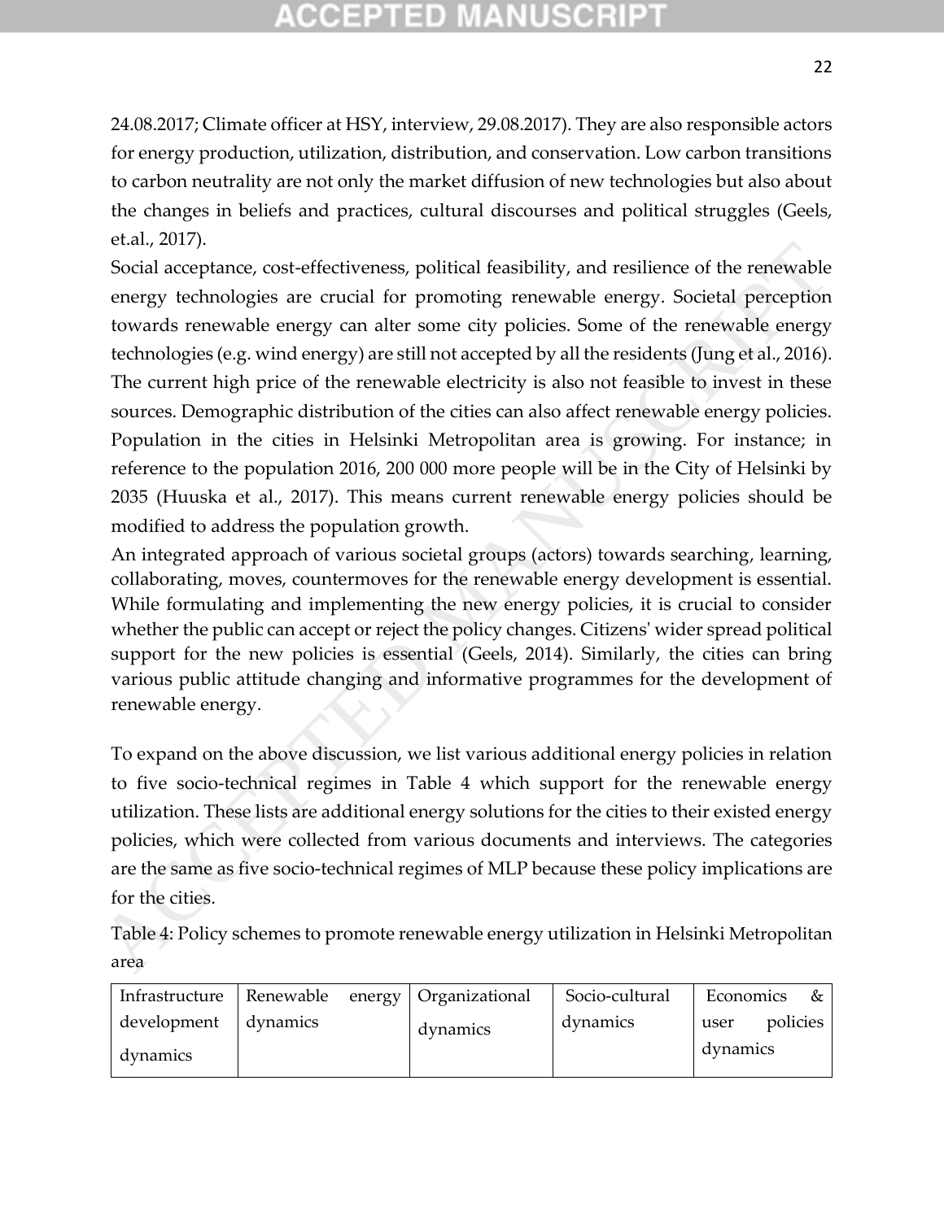24.08.2017; Climate officer at HSY, interview, 29.08.2017). They are also responsible actors for energy production, utilization, distribution, and conservation. Low carbon transitions to carbon neutrality are not only the market diffusion of new technologies but also about the changes in beliefs and practices, cultural discourses and political struggles (Geels, et.al., 2017).

Social acceptance, cost-effectiveness, political feasibility, and resilience of the renewable energy technologies are crucial for promoting renewable energy. Societal perception towards renewable energy can alter some city policies. Some of the renewable energy technologies (e.g. wind energy) are still not accepted by all the residents (Jung et al., 2016). The current high price of the renewable electricity is also not feasible to invest in these sources. Demographic distribution of the cities can also affect renewable energy policies. Population in the cities in Helsinki Metropolitan area is growing. For instance; in reference to the population 2016, 200 000 more people will be in the City of Helsinki by 2035 (Huuska et al., 2017). This means current renewable energy policies should be modified to address the population growth.

An integrated approach of various societal groups (actors) towards searching, learning, collaborating, moves, countermoves for the renewable energy development is essential. While formulating and implementing the new energy policies, it is crucial to consider whether the public can accept or reject the policy changes. Citizens' wider spread political support for the new policies is essential (Geels, 2014). Similarly, the cities can bring various public attitude changing and informative programmes for the development of renewable energy.

To expand on the above discussion, we list various additional energy policies in relation to five socio-technical regimes in Table 4 which support for the renewable energy utilization. These lists are additional energy solutions for the cities to their existed energy policies, which were collected from various documents and interviews. The categories are the same as five socio-technical regimes of MLP because these policy implications are for the cities.

Table 4: Policy schemes to promote renewable energy utilization in Helsinki Metropolitan area

| Infrastructure development dynamics | Renewable energy dynamics | Organizational dynamics | Socio-cultural dynamics | Economics & user policies dynamics |
|---|---|---|---|---|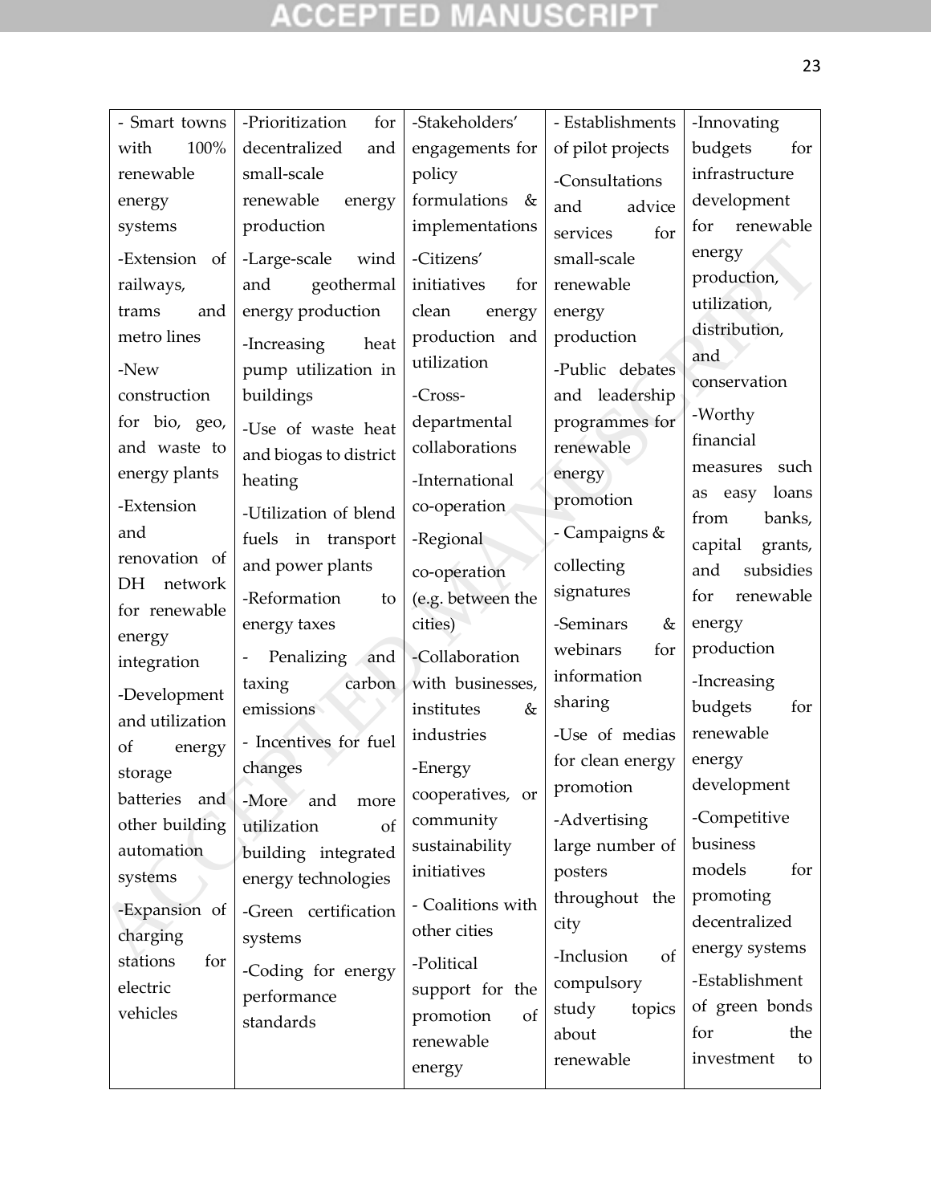| | | | | |
|---|---|---|---|---|
| - Smart towns with 100% renewable energy systems<br>-Extension of railways, trams and metro lines<br>-New construction for bio, geo, and waste to energy plants<br>-Extension and renovation of DH network for renewable energy integration<br>-Development and utilization of energy storage batteries and other building automation systems<br>-Expansion of charging stations for electric vehicles | -Prioritization for decentralized and small-scale renewable energy production<br>-Large-scale wind and geothermal energy production<br>-Increasing heat pump utilization in buildings<br>-Use of waste heat and biogas to district heating<br>-Utilization of blend fuels in transport and power plants<br>-Reformation to energy taxes<br>- Penalizing and taxing carbon emissions<br>- Incentives for fuel changes<br>-More and more utilization of building integrated energy technologies<br>-Green certification systems<br>-Coding for energy performance standards | -Stakeholders' engagements for policy formulations & implementations<br>-Citizens' initiatives for clean energy production and utilization<br>-Cross-departmental collaborations<br>-International co-operation<br>-Regional co-operation (e.g. between the cities)<br>-Collaboration with businesses, institutes & industries<br>-Energy cooperatives, or community sustainability initiatives<br>- Coalitions with other cities<br>-Political support for the promotion of renewable energy | - Establishments of pilot projects<br>-Consultations and advice services for small-scale renewable energy production<br>-Public debates and leadership programmes for renewable energy promotion<br>- Campaigns & collecting signatures<br>-Seminars & webinars for information sharing<br>-Use of medias for clean energy promotion<br>-Advertising large number of posters throughout the city<br>-Inclusion of compulsory study topics about renewable | -Innovating budgets for infrastructure development for renewable energy production, utilization, distribution, and conservation<br>-Worthy financial measures such as easy loans from banks, capital grants, and subsidies for renewable energy production<br>-Increasing budgets for renewable energy development<br>-Competitive business models for promoting decentralized energy systems<br>-Establishment of green bonds for the investment to |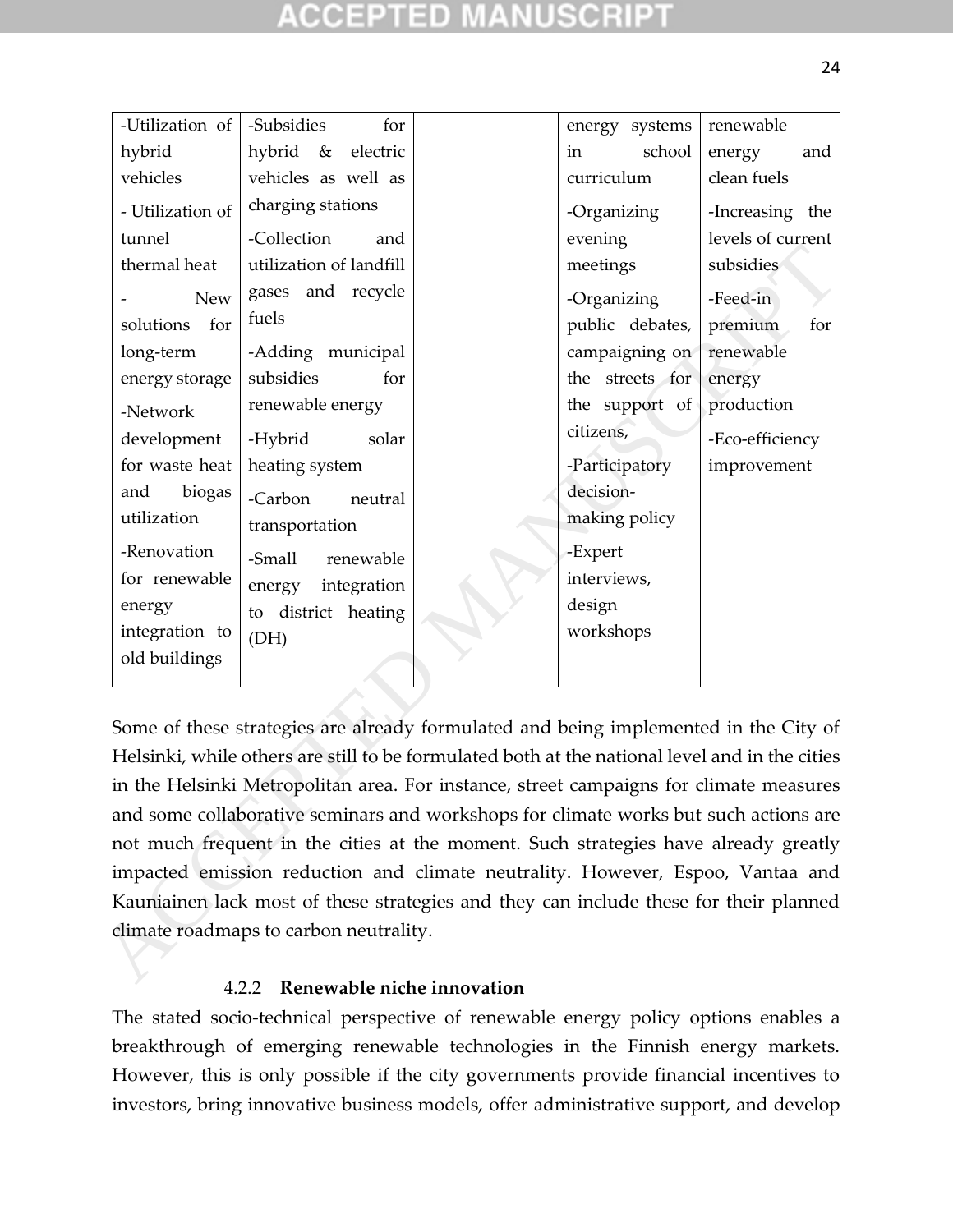| -Utilization of hybrid vehicles<br>- Utilization of tunnel thermal heat<br>- New solutions for long-term energy storage<br>-Network development for waste heat and biogas utilization<br>-Renovation for renewable energy integration to old buildings | -Subsidies for hybrid & electric vehicles as well as charging stations<br>-Collection and utilization of landfill gases and recycle fuels<br>-Adding municipal subsidies for renewable energy<br>-Hybrid solar heating system<br>-Carbon neutral transportation<br>-Small renewable energy integration to district heating (DH) | | energy systems in school curriculum<br>-Organizing evening meetings<br>-Organizing public debates, campaigning on the streets for the support of citizens,<br>-Participatory decision-making policy<br>-Expert interviews, design workshops | renewable energy and clean fuels<br>-Increasing the levels of current subsidies<br>-Feed-in premium for renewable energy production<br>-Eco-efficiency improvement |
|---|---|---|---|---|

Some of these strategies are already formulated and being implemented in the City of Helsinki, while others are still to be formulated both at the national level and in the cities in the Helsinki Metropolitan area. For instance, street campaigns for climate measures and some collaborative seminars and workshops for climate works but such actions are not much frequent in the cities at the moment. Such strategies have already greatly impacted emission reduction and climate neutrality. However, Espoo, Vantaa and Kauniainen lack most of these strategies and they can include these for their planned climate roadmaps to carbon neutrality.

#### 4.2.2 Renewable niche innovation

The stated socio-technical perspective of renewable energy policy options enables a breakthrough of emerging renewable technologies in the Finnish energy markets. However, this is only possible if the city governments provide financial incentives to investors, bring innovative business models, offer administrative support, and develop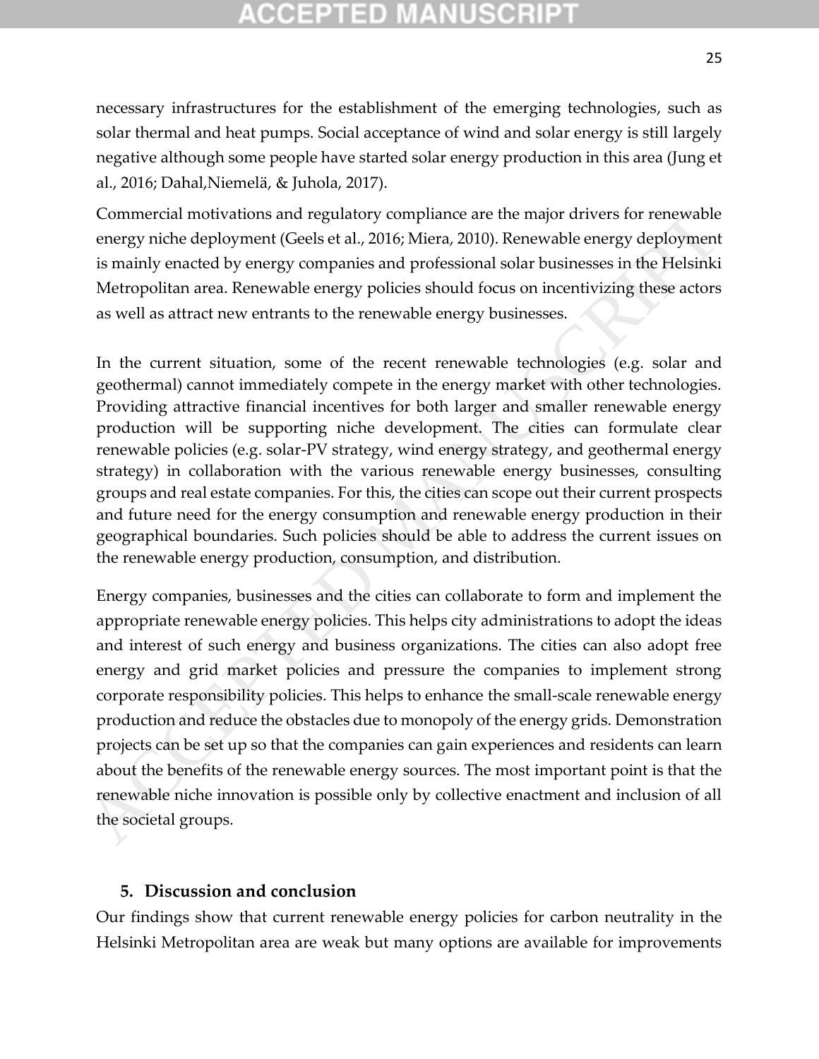necessary infrastructures for the establishment of the emerging technologies, such as solar thermal and heat pumps. Social acceptance of wind and solar energy is still largely negative although some people have started solar energy production in this area (Jung et al., 2016; Dahal,Niemelä, & Juhola, 2017).

Commercial motivations and regulatory compliance are the major drivers for renewable energy niche deployment (Geels et al., 2016; Miera, 2010). Renewable energy deployment is mainly enacted by energy companies and professional solar businesses in the Helsinki Metropolitan area. Renewable energy policies should focus on incentivizing these actors as well as attract new entrants to the renewable energy businesses.

In the current situation, some of the recent renewable technologies (e.g. solar and geothermal) cannot immediately compete in the energy market with other technologies. Providing attractive financial incentives for both larger and smaller renewable energy production will be supporting niche development. The cities can formulate clear renewable policies (e.g. solar-PV strategy, wind energy strategy, and geothermal energy strategy) in collaboration with the various renewable energy businesses, consulting groups and real estate companies. For this, the cities can scope out their current prospects and future need for the energy consumption and renewable energy production in their geographical boundaries. Such policies should be able to address the current issues on the renewable energy production, consumption, and distribution.

Energy companies, businesses and the cities can collaborate to form and implement the appropriate renewable energy policies. This helps city administrations to adopt the ideas and interest of such energy and business organizations. The cities can also adopt free energy and grid market policies and pressure the companies to implement strong corporate responsibility policies. This helps to enhance the small-scale renewable energy production and reduce the obstacles due to monopoly of the energy grids. Demonstration projects can be set up so that the companies can gain experiences and residents can learn about the benefits of the renewable energy sources. The most important point is that the renewable niche innovation is possible only by collective enactment and inclusion of all the societal groups.

## 5. Discussion and conclusion

Our findings show that current renewable energy policies for carbon neutrality in the Helsinki Metropolitan area are weak but many options are available for improvements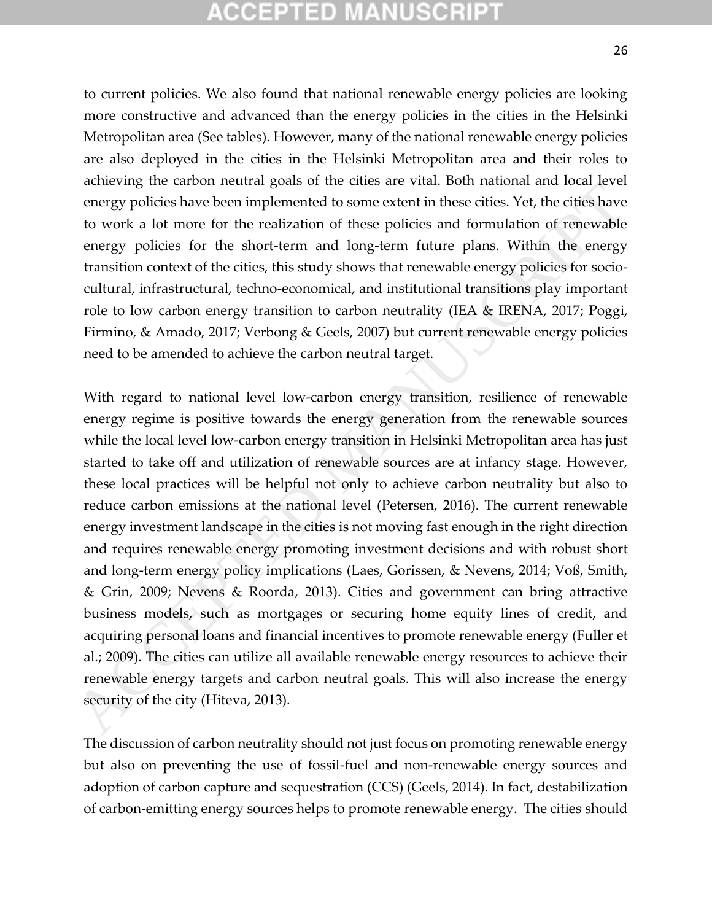to current policies. We also found that national renewable energy policies are looking more constructive and advanced than the energy policies in the cities in the Helsinki Metropolitan area (See tables). However, many of the national renewable energy policies are also deployed in the cities in the Helsinki Metropolitan area and their roles to achieving the carbon neutral goals of the cities are vital. Both national and local level energy policies have been implemented to some extent in these cities. Yet, the cities have to work a lot more for the realization of these policies and formulation of renewable energy policies for the short-term and long-term future plans. Within the energy transition context of the cities, this study shows that renewable energy policies for socio-cultural, infrastructural, techno-economical, and institutional transitions play important role to low carbon energy transition to carbon neutrality (IEA & IRENA, 2017; Poggi, Firmino, & Amado, 2017; Verbong & Geels, 2007) but current renewable energy policies need to be amended to achieve the carbon neutral target.

With regard to national level low-carbon energy transition, resilience of renewable energy regime is positive towards the energy generation from the renewable sources while the local level low-carbon energy transition in Helsinki Metropolitan area has just started to take off and utilization of renewable sources are at infancy stage. However, these local practices will be helpful not only to achieve carbon neutrality but also to reduce carbon emissions at the national level (Petersen, 2016). The current renewable energy investment landscape in the cities is not moving fast enough in the right direction and requires renewable energy promoting investment decisions and with robust short and long-term energy policy implications (Laes, Gorissen, & Nevens, 2014; Voß, Smith, & Grin, 2009; Nevens & Roorda, 2013). Cities and government can bring attractive business models, such as mortgages or securing home equity lines of credit, and acquiring personal loans and financial incentives to promote renewable energy (Fuller et al.; 2009). The cities can utilize all available renewable energy resources to achieve their renewable energy targets and carbon neutral goals. This will also increase the energy security of the city (Hiteva, 2013).

The discussion of carbon neutrality should not just focus on promoting renewable energy but also on preventing the use of fossil-fuel and non-renewable energy sources and adoption of carbon capture and sequestration (CCS) (Geels, 2014). In fact, destabilization of carbon-emitting energy sources helps to promote renewable energy. The cities should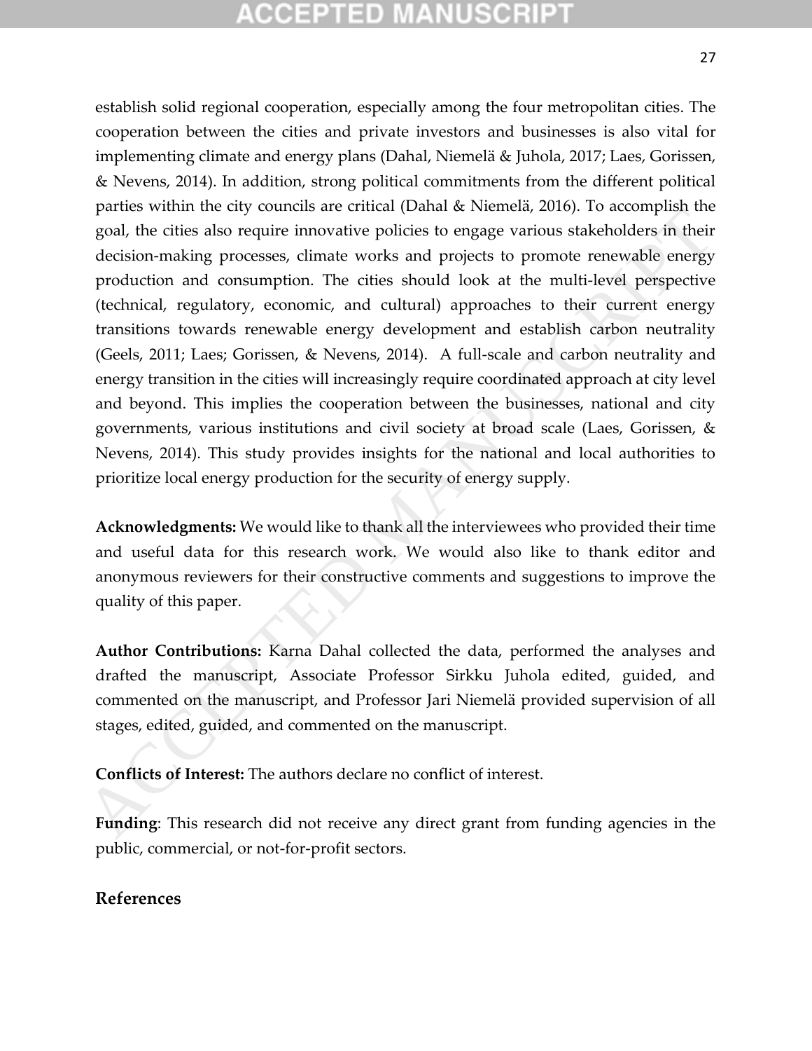establish solid regional cooperation, especially among the four metropolitan cities. The cooperation between the cities and private investors and businesses is also vital for implementing climate and energy plans (Dahal, Niemelä & Juhola, 2017; Laes, Gorissen, & Nevens, 2014). In addition, strong political commitments from the different political parties within the city councils are critical (Dahal & Niemelä, 2016). To accomplish the goal, the cities also require innovative policies to engage various stakeholders in their decision-making processes, climate works and projects to promote renewable energy production and consumption. The cities should look at the multi-level perspective (technical, regulatory, economic, and cultural) approaches to their current energy transitions towards renewable energy development and establish carbon neutrality (Geels, 2011; Laes; Gorissen, & Nevens, 2014). A full-scale and carbon neutrality and energy transition in the cities will increasingly require coordinated approach at city level and beyond. This implies the cooperation between the businesses, national and city governments, various institutions and civil society at broad scale (Laes, Gorissen, & Nevens, 2014). This study provides insights for the national and local authorities to prioritize local energy production for the security of energy supply.

**Acknowledgments:** We would like to thank all the interviewees who provided their time and useful data for this research work. We would also like to thank editor and anonymous reviewers for their constructive comments and suggestions to improve the quality of this paper.

**Author Contributions:** Karna Dahal collected the data, performed the analyses and drafted the manuscript, Associate Professor Sirkku Juhola edited, guided, and commented on the manuscript, and Professor Jari Niemelä provided supervision of all stages, edited, guided, and commented on the manuscript.

**Conflicts of Interest:** The authors declare no conflict of interest.

**Funding**: This research did not receive any direct grant from funding agencies in the public, commercial, or not-for-profit sectors.

## References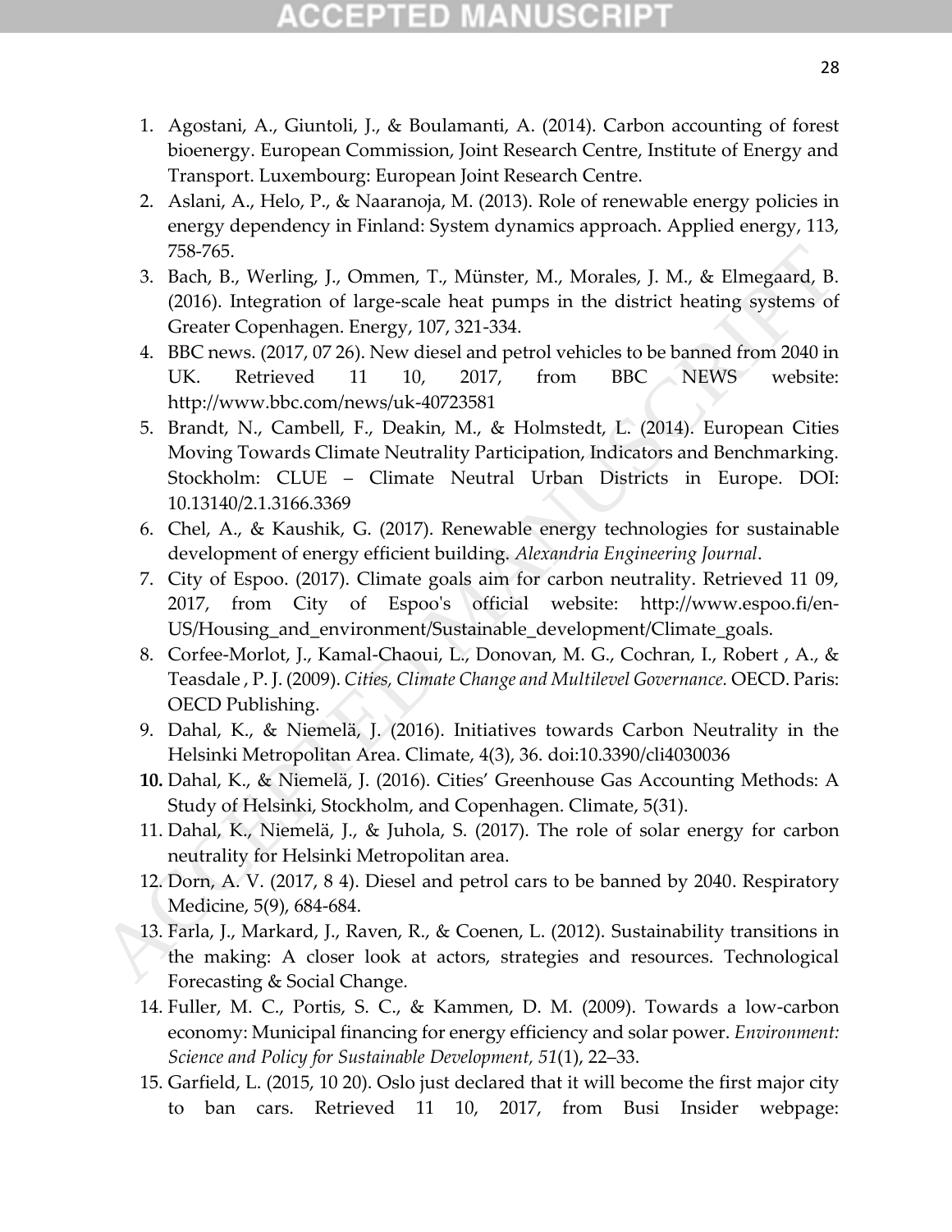1. Agostani, A., Giuntoli, J., & Boulamanti, A. (2014). Carbon accounting of forest bioenergy. European Commission, Joint Research Centre, Institute of Energy and Transport. Luxembourg: European Joint Research Centre.
2. Aslani, A., Helo, P., & Naaranoja, M. (2013). Role of renewable energy policies in energy dependency in Finland: System dynamics approach. Applied energy, 113, 758-765.
3. Bach, B., Werling, J., Ommen, T., Münster, M., Morales, J. M., & Elmegaard, B. (2016). Integration of large-scale heat pumps in the district heating systems of Greater Copenhagen. Energy, 107, 321-334.
4. BBC news. (2017, 07 26). New diesel and petrol vehicles to be banned from 2040 in UK. Retrieved 11 10, 2017, from BBC NEWS website: http://www.bbc.com/news/uk-40723581
5. Brandt, N., Cambell, F., Deakin, M., & Holmstedt, L. (2014). European Cities Moving Towards Climate Neutrality Participation, Indicators and Benchmarking. Stockholm: CLUE – Climate Neutral Urban Districts in Europe. DOI: 10.13140/2.1.3166.3369
6. Chel, A., & Kaushik, G. (2017). Renewable energy technologies for sustainable development of energy efficient building. *Alexandria Engineering Journal*.
7. City of Espoo. (2017). Climate goals aim for carbon neutrality. Retrieved 11 09, 2017, from City of Espoo's official website: http://www.espoo.fi/en-US/Housing_and_environment/Sustainable_development/Climate_goals.
8. Corfee-Morlot, J., Kamal-Chaoui, L., Donovan, M. G., Cochran, I., Robert , A., & Teasdale , P. J. (2009). *Cities, Climate Change and Multilevel Governance.* OECD. Paris: OECD Publishing.
9. Dahal, K., & Niemelä, J. (2016). Initiatives towards Carbon Neutrality in the Helsinki Metropolitan Area. Climate, 4(3), 36. doi:10.3390/cli4030036
10. Dahal, K., & Niemelä, J. (2016). Cities' Greenhouse Gas Accounting Methods: A Study of Helsinki, Stockholm, and Copenhagen. Climate, 5(31).
11. Dahal, K., Niemelä, J., & Juhola, S. (2017). The role of solar energy for carbon neutrality for Helsinki Metropolitan area.
12. Dorn, A. V. (2017, 8 4). Diesel and petrol cars to be banned by 2040. Respiratory Medicine, 5(9), 684-684.
13. Farla, J., Markard, J., Raven, R., & Coenen, L. (2012). Sustainability transitions in the making: A closer look at actors, strategies and resources. Technological Forecasting & Social Change.
14. Fuller, M. C., Portis, S. C., & Kammen, D. M. (2009). Towards a low-carbon economy: Municipal financing for energy efficiency and solar power. *Environment: Science and Policy for Sustainable Development, 51*(1), 22–33.
15. Garfield, L. (2015, 10 20). Oslo just declared that it will become the first major city to ban cars. Retrieved 11 10, 2017, from Busi Insider webpage: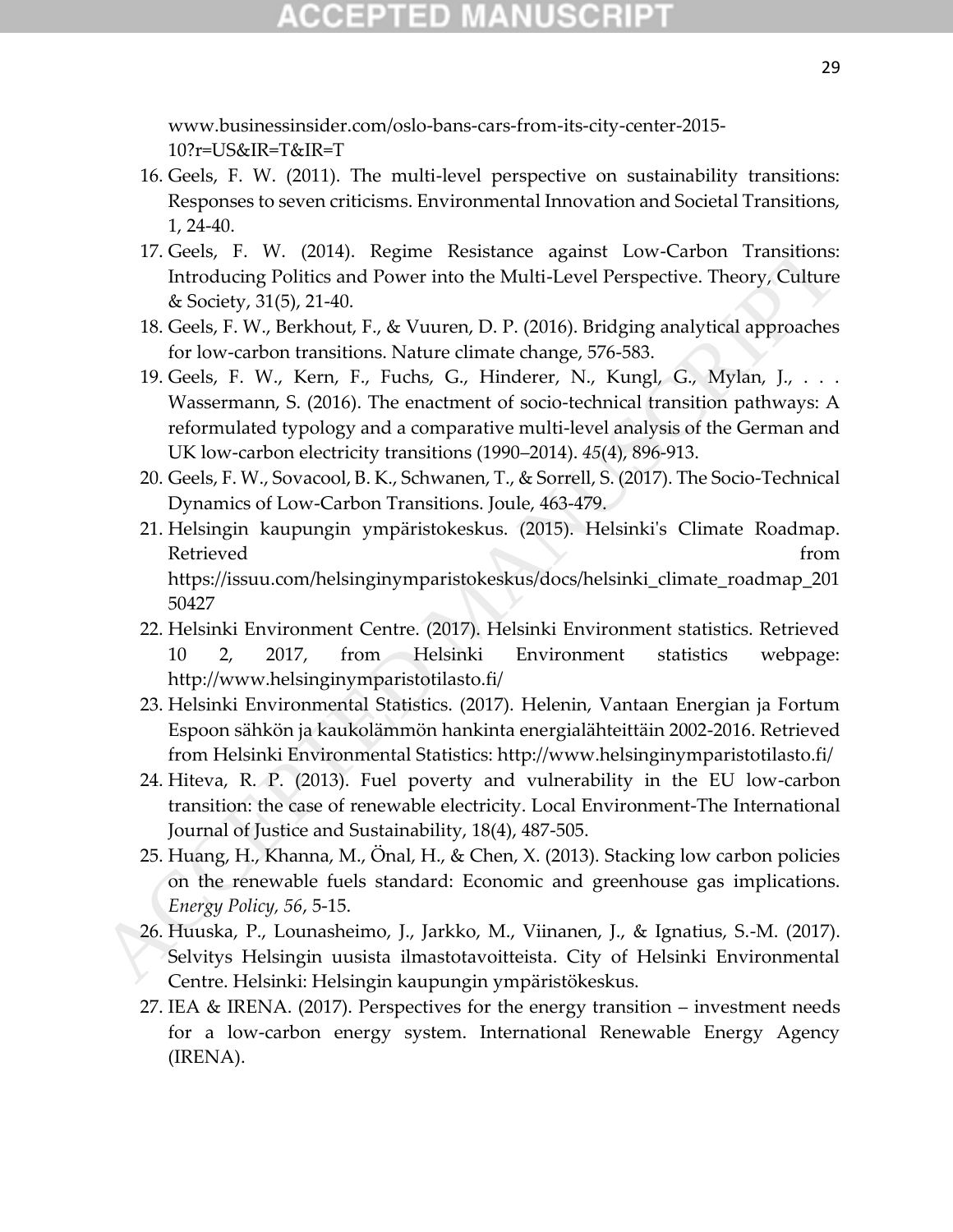www.businessinsider.com/oslo-bans-cars-from-its-city-center-2015-10?r=US&IR=T&IR=T

16. Geels, F. W. (2011). The multi-level perspective on sustainability transitions: Responses to seven criticisms. Environmental Innovation and Societal Transitions, 1, 24-40.
17. Geels, F. W. (2014). Regime Resistance against Low-Carbon Transitions: Introducing Politics and Power into the Multi-Level Perspective. Theory, Culture & Society, 31(5), 21-40.
18. Geels, F. W., Berkhout, F., & Vuuren, D. P. (2016). Bridging analytical approaches for low-carbon transitions. Nature climate change, 576-583.
19. Geels, F. W., Kern, F., Fuchs, G., Hinderer, N., Kungl, G., Mylan, J., . . . Wassermann, S. (2016). The enactment of socio-technical transition pathways: A reformulated typology and a comparative multi-level analysis of the German and UK low-carbon electricity transitions (1990–2014). *45*(4), 896-913.
20. Geels, F. W., Sovacool, B. K., Schwanen, T., & Sorrell, S. (2017). The Socio-Technical Dynamics of Low-Carbon Transitions. Joule, 463-479.
21. Helsingin kaupungin ympäristokeskus. (2015). Helsinki's Climate Roadmap. Retrieved from https://issuu.com/helsinginymparistokeskus/docs/helsinki_climate_roadmap_20150427
22. Helsinki Environment Centre. (2017). Helsinki Environment statistics. Retrieved 10 2, 2017, from Helsinki Environment statistics webpage: http://www.helsinginymparistotilasto.fi/
23. Helsinki Environmental Statistics. (2017). Helenin, Vantaan Energian ja Fortum Espoon sähkön ja kaukolämmön hankinta energialähteittäin 2002-2016. Retrieved from Helsinki Environmental Statistics: http://www.helsinginymparistotilasto.fi/
24. Hiteva, R. P. (2013). Fuel poverty and vulnerability in the EU low-carbon transition: the case of renewable electricity. Local Environment-The International Journal of Justice and Sustainability, 18(4), 487-505.
25. Huang, H., Khanna, M., Önal, H., & Chen, X. (2013). Stacking low carbon policies on the renewable fuels standard: Economic and greenhouse gas implications. *Energy Policy*, *56*, 5-15.
26. Huuska, P., Lounasheimo, J., Jarkko, M., Viinanen, J., & Ignatius, S.-M. (2017). Selvitys Helsingin uusista ilmastotavoitteista. City of Helsinki Environmental Centre. Helsinki: Helsingin kaupungin ympäristökeskus.
27. IEA & IRENA. (2017). Perspectives for the energy transition – investment needs for a low-carbon energy system. International Renewable Energy Agency (IRENA).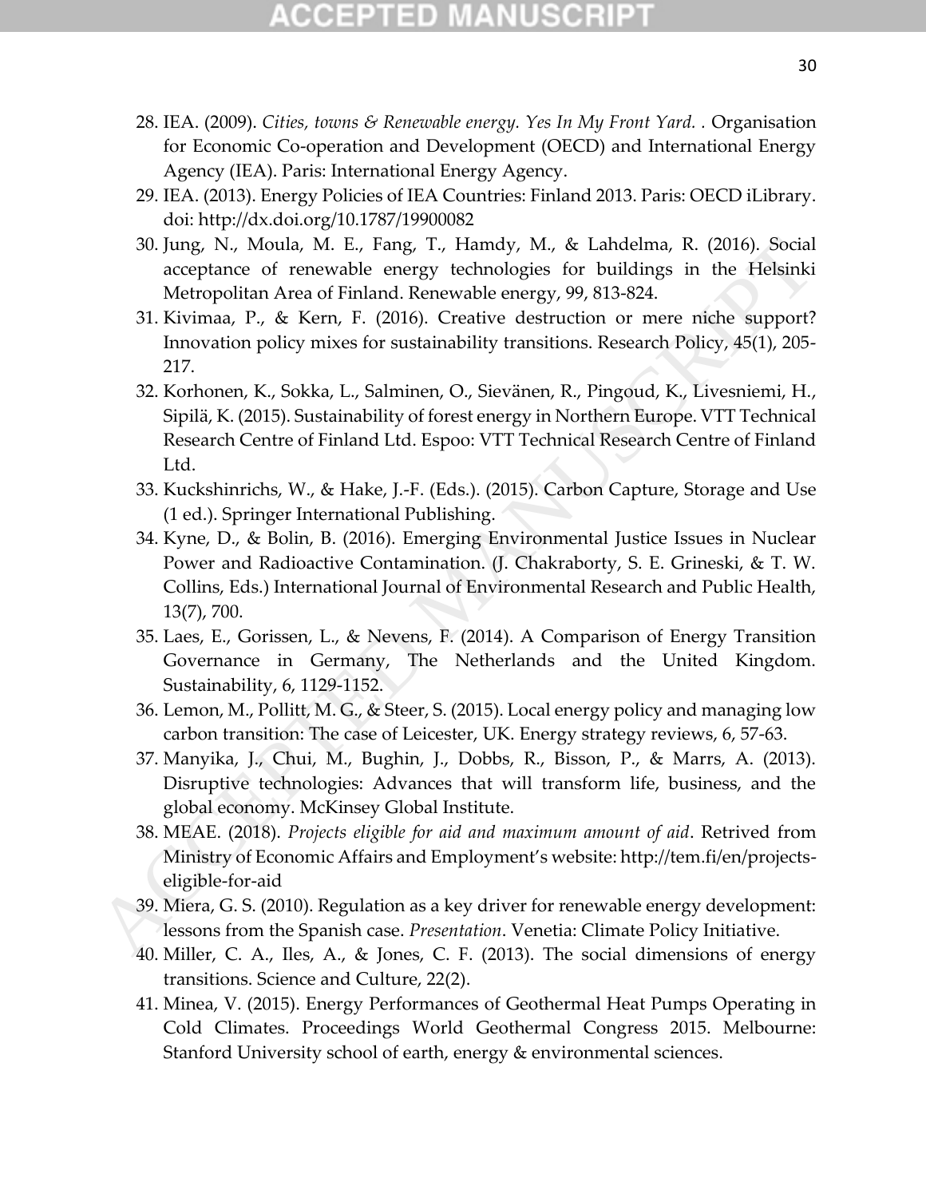28. IEA. (2009). *Cities, towns & Renewable energy. Yes In My Front Yard. .* Organisation for Economic Co-operation and Development (OECD) and International Energy Agency (IEA). Paris: International Energy Agency.
29. IEA. (2013). Energy Policies of IEA Countries: Finland 2013. Paris: OECD iLibrary. doi: http://dx.doi.org/10.1787/19900082
30. Jung, N., Moula, M. E., Fang, T., Hamdy, M., & Lahdelma, R. (2016). Social acceptance of renewable energy technologies for buildings in the Helsinki Metropolitan Area of Finland. Renewable energy, 99, 813-824.
31. Kivimaa, P., & Kern, F. (2016). Creative destruction or mere niche support? Innovation policy mixes for sustainability transitions. Research Policy, 45(1), 205-217.
32. Korhonen, K., Sokka, L., Salminen, O., Sievänen, R., Pingoud, K., Livesniemi, H., Sipilä, K. (2015). Sustainability of forest energy in Northern Europe. VTT Technical Research Centre of Finland Ltd. Espoo: VTT Technical Research Centre of Finland Ltd.
33. Kuckshinrichs, W., & Hake, J.-F. (Eds.). (2015). Carbon Capture, Storage and Use (1 ed.). Springer International Publishing.
34. Kyne, D., & Bolin, B. (2016). Emerging Environmental Justice Issues in Nuclear Power and Radioactive Contamination. (J. Chakraborty, S. E. Grineski, & T. W. Collins, Eds.) International Journal of Environmental Research and Public Health, 13(7), 700.
35. Laes, E., Gorissen, L., & Nevens, F. (2014). A Comparison of Energy Transition Governance in Germany, The Netherlands and the United Kingdom. Sustainability, 6, 1129-1152.
36. Lemon, M., Pollitt, M. G., & Steer, S. (2015). Local energy policy and managing low carbon transition: The case of Leicester, UK. Energy strategy reviews, 6, 57-63.
37. Manyika, J., Chui, M., Bughin, J., Dobbs, R., Bisson, P., & Marrs, A. (2013). Disruptive technologies: Advances that will transform life, business, and the global economy. McKinsey Global Institute.
38. MEAE. (2018). *Projects eligible for aid and maximum amount of aid*. Retrived from Ministry of Economic Affairs and Employment's website: http://tem.fi/en/projects-eligible-for-aid
39. Miera, G. S. (2010). Regulation as a key driver for renewable energy development: lessons from the Spanish case. *Presentation*. Venetia: Climate Policy Initiative.
40. Miller, C. A., Iles, A., & Jones, C. F. (2013). The social dimensions of energy transitions. Science and Culture, 22(2).
41. Minea, V. (2015). Energy Performances of Geothermal Heat Pumps Operating in Cold Climates. Proceedings World Geothermal Congress 2015. Melbourne: Stanford University school of earth, energy & environmental sciences.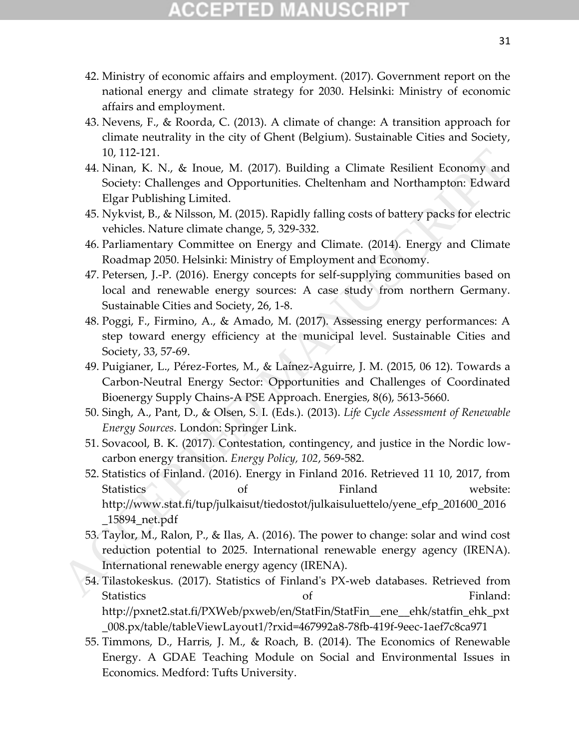42. Ministry of economic affairs and employment. (2017). Government report on the national energy and climate strategy for 2030. Helsinki: Ministry of economic affairs and employment.
43. Nevens, F., & Roorda, C. (2013). A climate of change: A transition approach for climate neutrality in the city of Ghent (Belgium). Sustainable Cities and Society, 10, 112-121.
44. Ninan, K. N., & Inoue, M. (2017). Building a Climate Resilient Economy and Society: Challenges and Opportunities. Cheltenham and Northampton: Edward Elgar Publishing Limited.
45. Nykvist, B., & Nilsson, M. (2015). Rapidly falling costs of battery packs for electric vehicles. Nature climate change, 5, 329-332.
46. Parliamentary Committee on Energy and Climate. (2014). Energy and Climate Roadmap 2050. Helsinki: Ministry of Employment and Economy.
47. Petersen, J.-P. (2016). Energy concepts for self-supplying communities based on local and renewable energy sources: A case study from northern Germany. Sustainable Cities and Society, 26, 1-8.
48. Poggi, F., Firmino, A., & Amado, M. (2017). Assessing energy performances: A step toward energy efficiency at the municipal level. Sustainable Cities and Society, 33, 57-69.
49. Puigianer, L., Pérez-Fortes, M., & Laínez-Aguirre, J. M. (2015, 06 12). Towards a Carbon-Neutral Energy Sector: Opportunities and Challenges of Coordinated Bioenergy Supply Chains-A PSE Approach. Energies, 8(6), 5613-5660.
50. Singh, A., Pant, D., & Olsen, S. I. (Eds.). (2013). *Life Cycle Assessment of Renewable Energy Sources.* London: Springer Link.
51. Sovacool, B. K. (2017). Contestation, contingency, and justice in the Nordic low-carbon energy transition. *Energy Policy, 102*, 569-582.
52. Statistics of Finland. (2016). Energy in Finland 2016. Retrieved 11 10, 2017, from Statistics of Finland website: http://www.stat.fi/tup/julkaisut/tiedostot/julkaisuluettelo/yene_efp_201600_2016_15894_net.pdf
53. Taylor, M., Ralon, P., & Ilas, A. (2016). The power to change: solar and wind cost reduction potential to 2025. International renewable energy agency (IRENA). International renewable energy agency (IRENA).
54. Tilastokeskus. (2017). Statistics of Finland's PX-web databases. Retrieved from Statistics of Finland: http://pxnet2.stat.fi/PXWeb/pxweb/en/StatFin/StatFin__ene__ehk/statfin_ehk_pxt_008.px/table/tableViewLayout1/?rxid=467992a8-78fb-419f-9eec-1aef7c8ca971
55. Timmons, D., Harris, J. M., & Roach, B. (2014). The Economics of Renewable Energy. A GDAE Teaching Module on Social and Environmental Issues in Economics. Medford: Tufts University.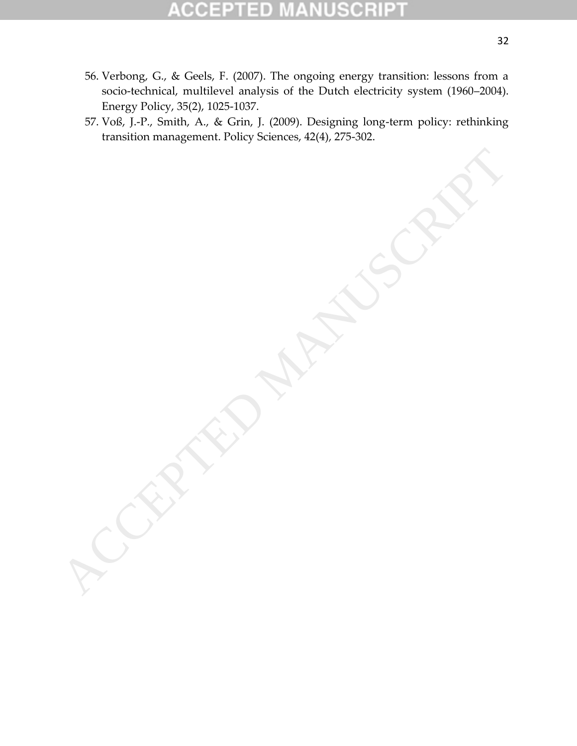56. Verbong, G., & Geels, F. (2007). The ongoing energy transition: lessons from a socio-technical, multilevel analysis of the Dutch electricity system (1960–2004). Energy Policy, 35(2), 1025-1037.
57. Voß, J.-P., Smith, A., & Grin, J. (2009). Designing long-term policy: rethinking transition management. Policy Sciences, 42(4), 275-302.